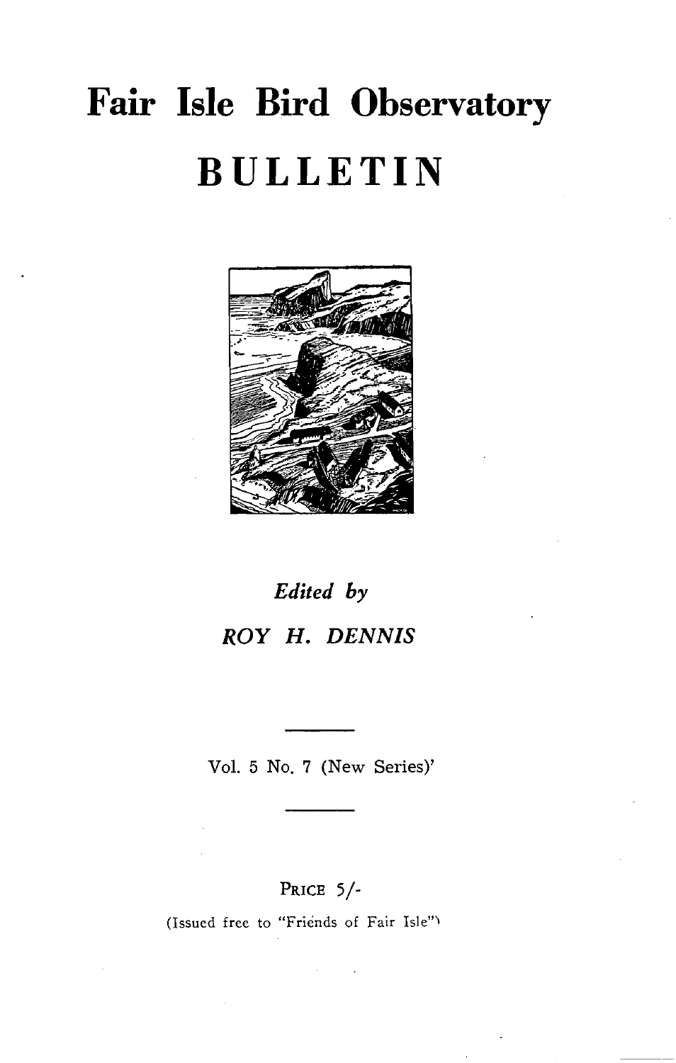# Fair Isle Bird Observatory

# BULLETIN

*Edited by*

*ROY H. DENNIS*

---

Vol. 5 No. 7 (New Series)'

---

PRICE 5/-

(Issued free to "Friends of Fair Isle")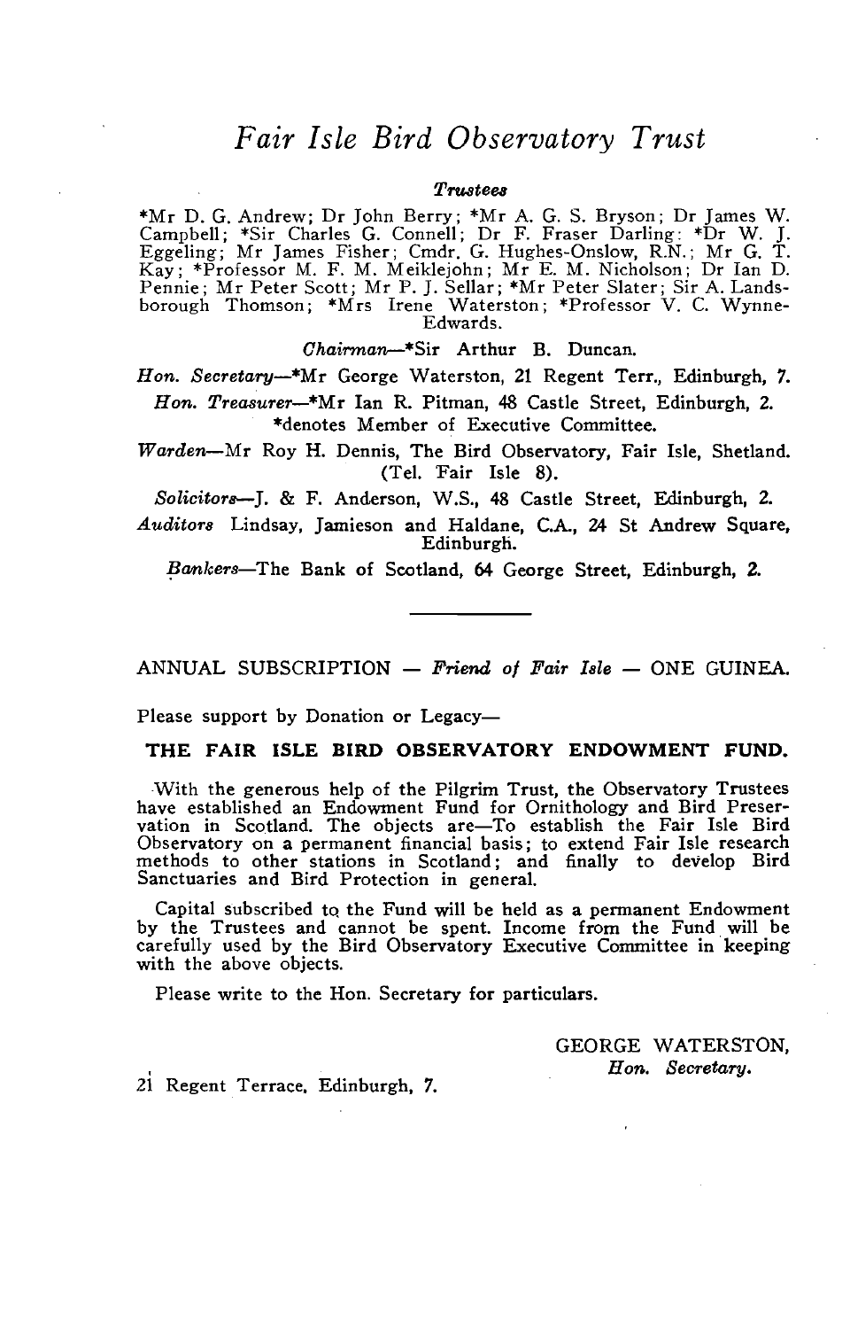# *Fair Isle Bird Observatory Trust*

***Trustees***

*Mr D. G. Andrew; Dr John Berry; *Mr A. G. S. Bryson; Dr James W. Campbell; *Sir Charles G. Connell; Dr F. Fraser Darling; *Dr W. J. Eggeling; Mr James Fisher; Cmdr. G. Hughes-Onslow, R.N.; Mr G. T. Kay; *Professor M. F. M. Meiklejohn; Mr E. M. Nicholson; Dr Ian D. Pennie; Mr Peter Scott; Mr P. J. Sellar; *Mr Peter Slater; Sir A. Landsborough Thomson; *Mrs Irene Waterston; *Professor V. C. Wynne-Edwards.

*Chairman*—*Sir Arthur B. Duncan.

*Hon. Secretary*—*Mr George Waterston, 21 Regent Terr., Edinburgh, 7.

*Hon. Treasurer*—*Mr Ian R. Pitman, 48 Castle Street, Edinburgh, 2.

*denotes Member of Executive Committee.

*Warden*—Mr Roy H. Dennis, The Bird Observatory, Fair Isle, Shetland. (Tel. Fair Isle 8).

*Solicitors*—J. & F. Anderson, W.S., 48 Castle Street, Edinburgh, 2.

*Auditors* Lindsay, Jamieson and Haldane, C.A., 24 St Andrew Square, Edinburgh.

*Bankers*—The Bank of Scotland, 64 George Street, Edinburgh, 2.

---

ANNUAL SUBSCRIPTION — *Friend of Fair Isle* — ONE GUINEA.

Please support by Donation or Legacy—

**THE FAIR ISLE BIRD OBSERVATORY ENDOWMENT FUND.**

With the generous help of the Pilgrim Trust, the Observatory Trustees have established an Endowment Fund for Ornithology and Bird Preservation in Scotland. The objects are—To establish the Fair Isle Bird Observatory on a permanent financial basis; to extend Fair Isle research methods to other stations in Scotland; and finally to develop Bird Sanctuaries and Bird Protection in general.

Capital subscribed to the Fund will be held as a permanent Endowment by the Trustees and cannot be spent. Income from the Fund will be carefully used by the Bird Observatory Executive Committee in keeping with the above objects.

Please write to the Hon. Secretary for particulars.

GEORGE WATERSTON,
*Hon. Secretary.*

21 Regent Terrace, Edinburgh, 7.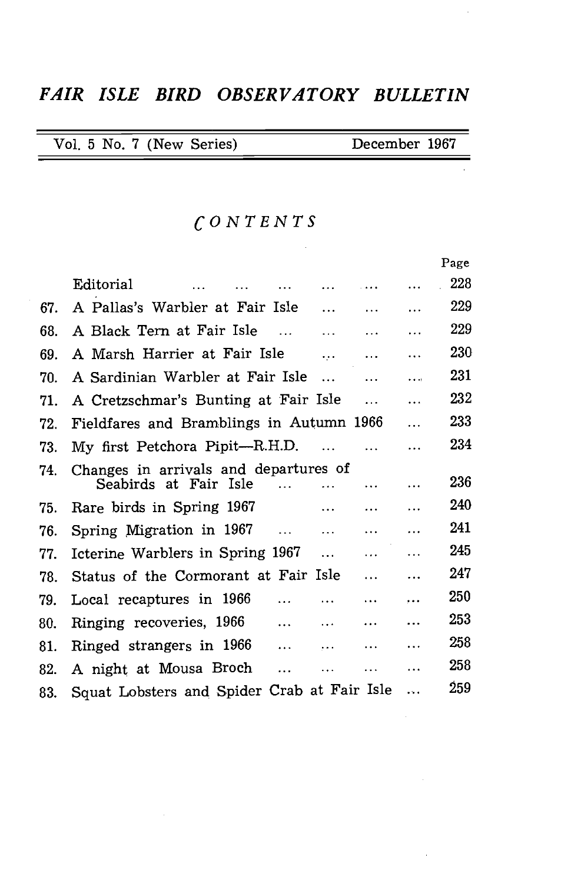# *FAIR ISLE BIRD OBSERVATORY BULLETIN*

Vol. 5 No. 7 (New Series) December 1967

## *CONTENTS*

| | | Page |
|---|---|---|
| | Editorial | 228 |
| 67. | A Pallas's Warbler at Fair Isle | 229 |
| 68. | A Black Tern at Fair Isle | 229 |
| 69. | A Marsh Harrier at Fair Isle | 230 |
| 70. | A Sardinian Warbler at Fair Isle | 231 |
| 71. | A Cretzschmar's Bunting at Fair Isle | 232 |
| 72. | Fieldfares and Bramblings in Autumn 1966 | 233 |
| 73. | My first Petchora Pipit—R.H.D. | 234 |
| 74. | Changes in arrivals and departures of Seabirds at Fair Isle | 236 |
| 75. | Rare birds in Spring 1967 | 240 |
| 76. | Spring Migration in 1967 | 241 |
| 77. | Icterine Warblers in Spring 1967 | 245 |
| 78. | Status of the Cormorant at Fair Isle | 247 |
| 79. | Local recaptures in 1966 | 250 |
| 80. | Ringing recoveries, 1966 | 253 |
| 81. | Ringed strangers in 1966 | 258 |
| 82. | A night at Mousa Broch | 258 |
| 83. | Squat Lobsters and Spider Crab at Fair Isle | 259 |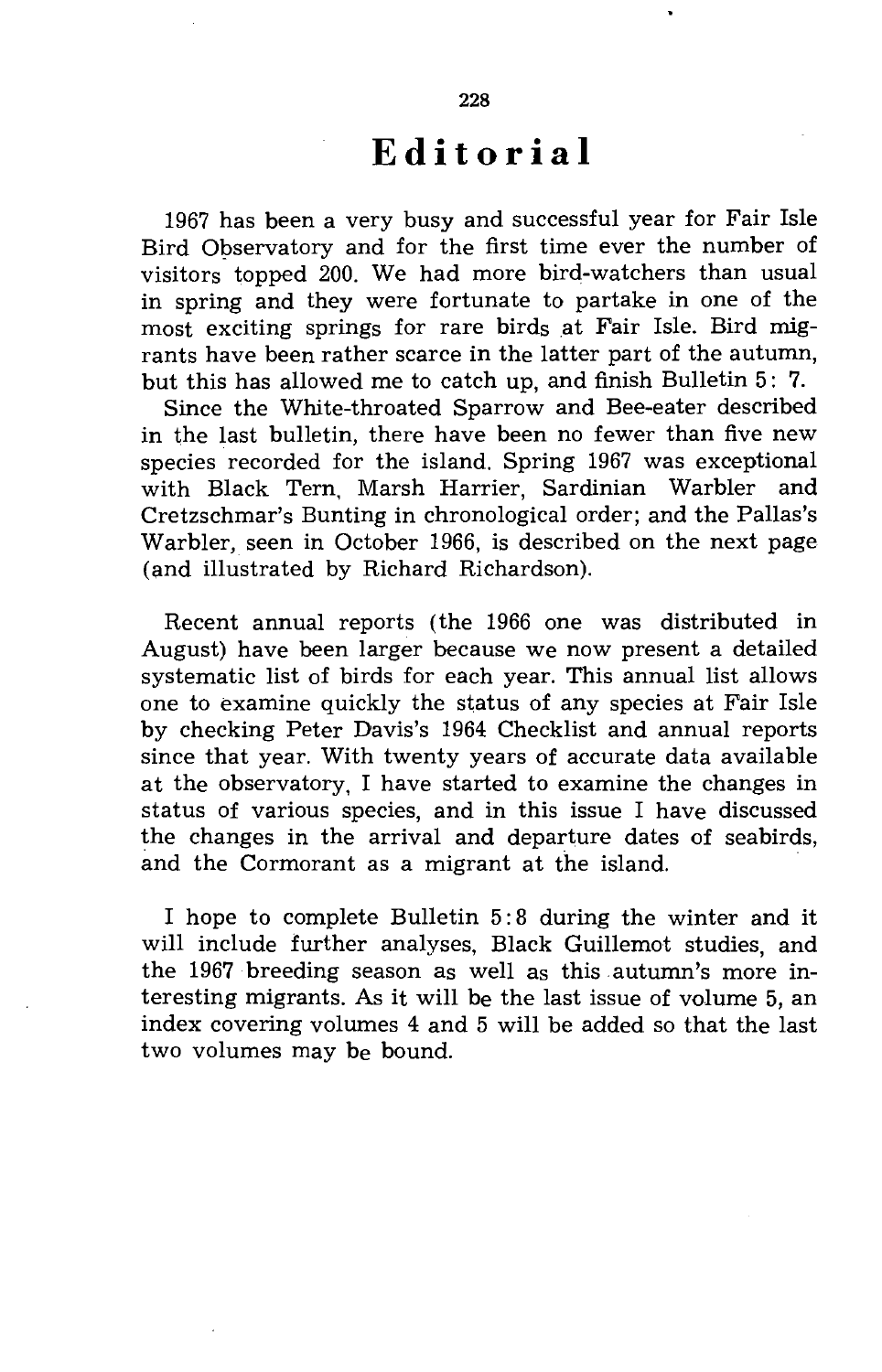# Editorial

1967 has been a very busy and successful year for Fair Isle Bird Observatory and for the first time ever the number of visitors topped 200. We had more bird-watchers than usual in spring and they were fortunate to partake in one of the most exciting springs for rare birds at Fair Isle. Bird migrants have been rather scarce in the latter part of the autumn, but this has allowed me to catch up, and finish Bulletin 5: 7.

Since the White-throated Sparrow and Bee-eater described in the last bulletin, there have been no fewer than five new species recorded for the island. Spring 1967 was exceptional with Black Tern, Marsh Harrier, Sardinian Warbler and Cretzschmar's Bunting in chronological order; and the Pallas's Warbler, seen in October 1966, is described on the next page (and illustrated by Richard Richardson).

Recent annual reports (the 1966 one was distributed in August) have been larger because we now present a detailed systematic list of birds for each year. This annual list allows one to examine quickly the status of any species at Fair Isle by checking Peter Davis's 1964 Checklist and annual reports since that year. With twenty years of accurate data available at the observatory, I have started to examine the changes in status of various species, and in this issue I have discussed the changes in the arrival and departure dates of seabirds, and the Cormorant as a migrant at the island.

I hope to complete Bulletin 5:8 during the winter and it will include further analyses, Black Guillemot studies, and the 1967 breeding season as well as this autumn's more interesting migrants. As it will be the last issue of volume 5, an index covering volumes 4 and 5 will be added so that the last two volumes may be bound.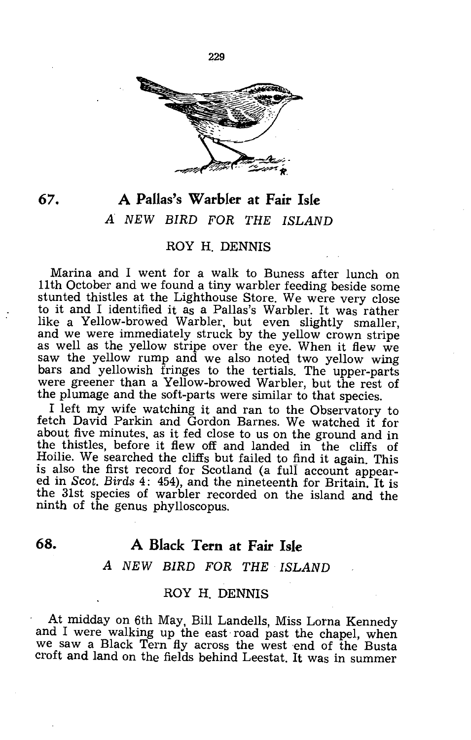## 67. A Pallas's Warbler at Fair Isle

*A NEW BIRD FOR THE ISLAND*

ROY H. DENNIS

Marina and I went for a walk to Buness after lunch on 11th October and we found a tiny warbler feeding beside some stunted thistles at the Lighthouse Store. We were very close to it and I identified it as a Pallas's Warbler. It was rather like a Yellow-browed Warbler, but even slightly smaller, and we were immediately struck by the yellow crown stripe as well as the yellow stripe over the eye. When it flew we saw the yellow rump and we also noted two yellow wing bars and yellowish fringes to the tertials. The upper-parts were greener than a Yellow-browed Warbler, but the rest of the plumage and the soft-parts were similar to that species.

I left my wife watching it and ran to the Observatory to fetch David Parkin and Gordon Barnes. We watched it for about five minutes, as it fed close to us on the ground and in the thistles, before it flew off and landed in the cliffs of Hoilie. We searched the cliffs but failed to find it again. This is also the first record for Scotland (a full account appeared in *Scot. Birds* 4: 454), and the nineteenth for Britain. It is the 31st species of warbler recorded on the island and the ninth of the genus phylloscopus.

## 68. A Black Tern at Fair Isle

*A NEW BIRD FOR THE ISLAND*

ROY H. DENNIS

At midday on 6th May, Bill Landells, Miss Lorna Kennedy and I were walking up the east road past the chapel, when we saw a Black Tern fly across the west end of the Busta croft and land on the fields behind Leestat. It was in summer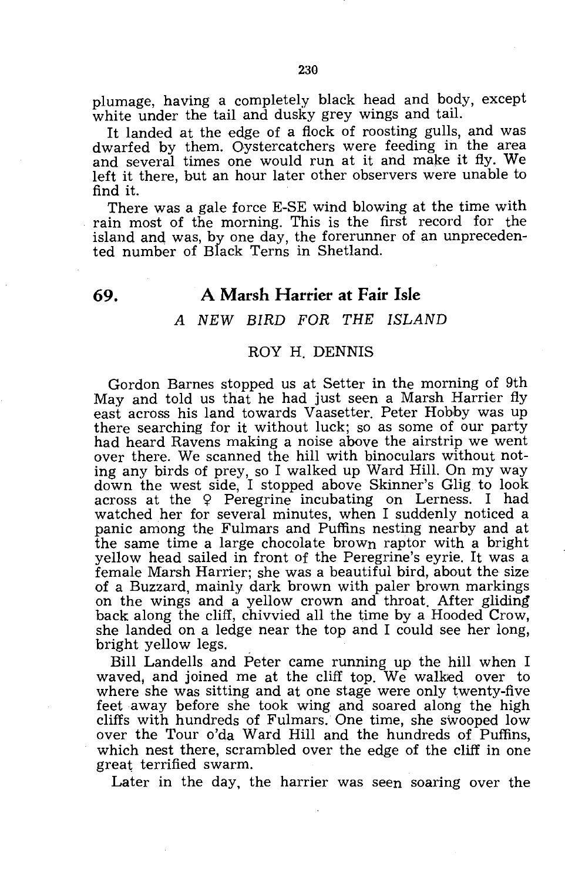plumage, having a completely black head and body, except white under the tail and dusky grey wings and tail.

It landed at the edge of a flock of roosting gulls, and was dwarfed by them. Oystercatchers were feeding in the area and several times one would run at it and make it fly. We left it there, but an hour later other observers were unable to find it.

There was a gale force E-SE wind blowing at the time with rain most of the morning. This is the first record for the island and was, by one day, the forerunner of an unprecedented number of Black Terns in Shetland.

## 69. A Marsh Harrier at Fair Isle

### *A NEW BIRD FOR THE ISLAND*

ROY H. DENNIS

Gordon Barnes stopped us at Setter in the morning of 9th May and told us that he had just seen a Marsh Harrier fly east across his land towards Vaasetter. Peter Hobby was up there searching for it without luck; so as some of our party had heard Ravens making a noise above the airstrip we went over there. We scanned the hill with binoculars without noting any birds of prey, so I walked up Ward Hill. On my way down the west side, I stopped above Skinner's Glig to look across at the ♀ Peregrine incubating on Lerness. I had watched her for several minutes, when I suddenly noticed a panic among the Fulmars and Puffins nesting nearby and at the same time a large chocolate brown raptor with a bright yellow head sailed in front of the Peregrine's eyrie. It was a female Marsh Harrier; she was a beautiful bird, about the size of a Buzzard, mainly dark brown with paler brown markings on the wings and a yellow crown and throat. After gliding back along the cliff, chivvied all the time by a Hooded Crow, she landed on a ledge near the top and I could see her long, bright yellow legs.

Bill Landells and Peter came running up the hill when I waved, and joined me at the cliff top. We walked over to where she was sitting and at one stage were only twenty-five feet away before she took wing and soared along the high cliffs with hundreds of Fulmars. One time, she swooped low over the Tour o'da Ward Hill and the hundreds of Puffins, which nest there, scrambled over the edge of the cliff in one great terrified swarm.

Later in the day, the harrier was seen soaring over the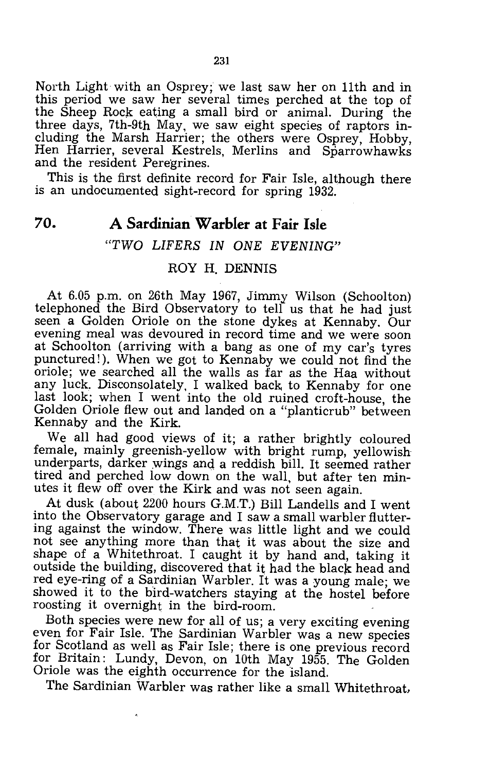North Light with an Osprey; we last saw her on 11th and in this period we saw her several times perched at the top of the Sheep Rock eating a small bird or animal. During the three days, 7th-9th May, we saw eight species of raptors including the Marsh Harrier; the others were Osprey, Hobby, Hen Harrier, several Kestrels, Merlins and Sparrowhawks and the resident Peregrines.

This is the first definite record for Fair Isle, although there is an undocumented sight-record for spring 1932.

## 70. A Sardinian Warbler at Fair Isle

### *"TWO LIFERS IN ONE EVENING"*

### ROY H. DENNIS

At 6.05 p.m. on 26th May 1967, Jimmy Wilson (Schoolton) telephoned the Bird Observatory to tell us that he had just seen a Golden Oriole on the stone dykes at Kennaby. Our evening meal was devoured in record time and we were soon at Schoolton (arriving with a bang as one of my car's tyres punctured!). When we got to Kennaby we could not find the oriole; we searched all the walls as far as the Haa without any luck. Disconsolately, I walked back to Kennaby for one last look; when I went into the old ruined croft-house, the Golden Oriole flew out and landed on a "planticrub" between Kennaby and the Kirk.

We all had good views of it; a rather brightly coloured female, mainly greenish-yellow with bright rump, yellowish underparts, darker wings and a reddish bill. It seemed rather tired and perched low down on the wall, but after ten minutes it flew off over the Kirk and was not seen again.

At dusk (about 2200 hours G.M.T.) Bill Landells and I went into the Observatory garage and I saw a small warbler fluttering against the window. There was little light and we could not see anything more than that it was about the size and shape of a Whitethroat. I caught it by hand and, taking it outside the building, discovered that it had the black head and red eye-ring of a Sardinian Warbler. It was a young male; we showed it to the bird-watchers staying at the hostel before roosting it overnight in the bird-room.

Both species were new for all of us; a very exciting evening even for Fair Isle. The Sardinian Warbler was a new species for Scotland as well as Fair Isle; there is one previous record for Britain: Lundy, Devon, on 10th May 1955. The Golden Oriole was the eighth occurrence for the island.

The Sardinian Warbler was rather like a small Whitethroat,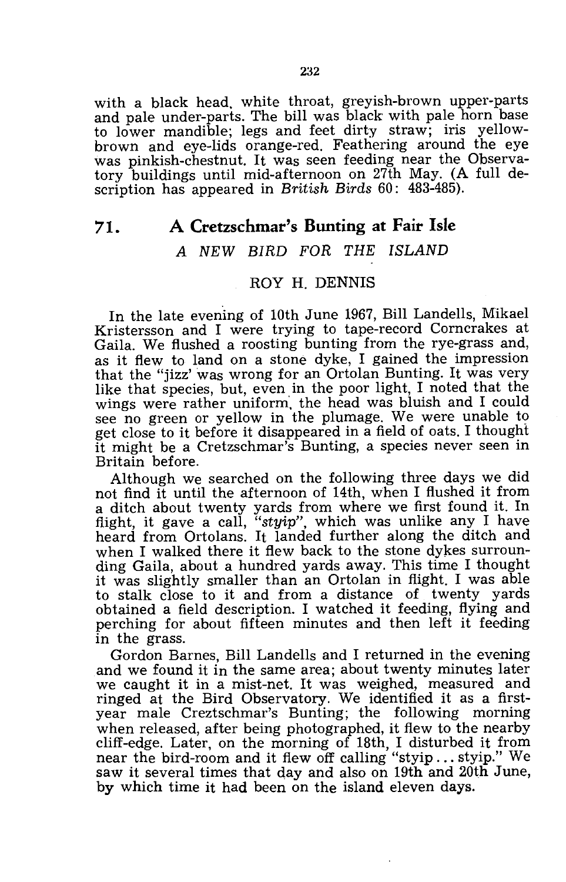with a black head, white throat, greyish-brown upper-parts and pale under-parts. The bill was black with pale horn base to lower mandible; legs and feet dirty straw; iris yellow-brown and eye-lids orange-red. Feathering around the eye was pinkish-chestnut. It was seen feeding near the Observatory buildings until mid-afternoon on 27th May. (A full description has appeared in *British Birds* 60: 483-485).

## 71. A Cretzschmar's Bunting at Fair Isle

### *A NEW BIRD FOR THE ISLAND*

ROY H. DENNIS

In the late evening of 10th June 1967, Bill Landells, Mikael Kristersson and I were trying to tape-record Corncrakes at Gaila. We flushed a roosting bunting from the rye-grass and, as it flew to land on a stone dyke, I gained the impression that the "jizz' was wrong for an Ortolan Bunting. It was very like that species, but, even in the poor light, I noted that the wings were rather uniform, the head was bluish and I could see no green or yellow in the plumage. We were unable to get close to it before it disappeared in a field of oats. I thought it might be a Cretzschmar's Bunting, a species never seen in Britain before.

Although we searched on the following three days we did not find it until the afternoon of 14th, when I flushed it from a ditch about twenty yards from where we first found it. In flight, it gave a call, *"styip"*, which was unlike any I have heard from Ortolans. It landed further along the ditch and when I walked there it flew back to the stone dykes surrounding Gaila, about a hundred yards away. This time I thought it was slightly smaller than an Ortolan in flight. I was able to stalk close to it and from a distance of twenty yards obtained a field description. I watched it feeding, flying and perching for about fifteen minutes and then left it feeding in the grass.

Gordon Barnes, Bill Landells and I returned in the evening and we found it in the same area; about twenty minutes later we caught it in a mist-net. It was weighed, measured and ringed at the Bird Observatory. We identified it as a first-year male Creztschmar's Bunting; the following morning when released, after being photographed, it flew to the nearby cliff-edge. Later, on the morning of 18th, I disturbed it from near the bird-room and it flew off calling "styip ... styip." We saw it several times that day and also on 19th and 20th June, by which time it had been on the island eleven days.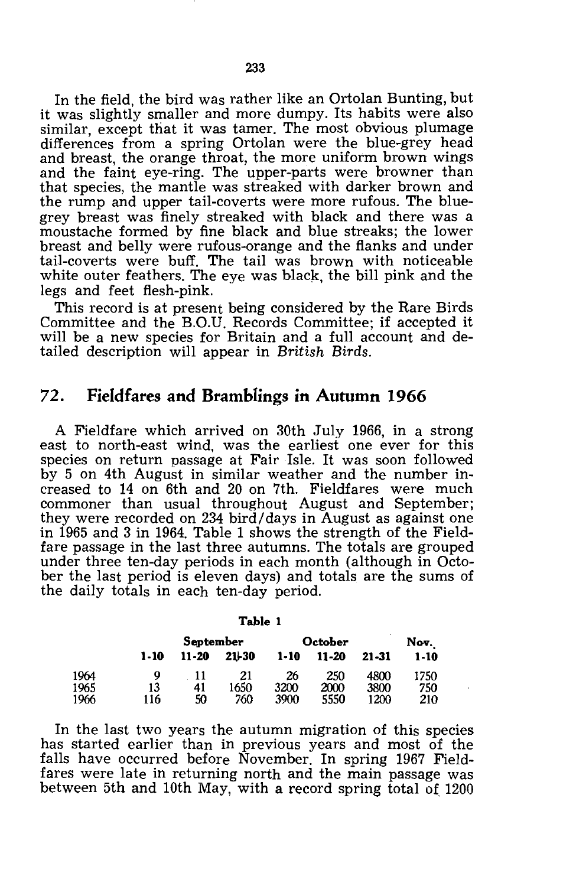In the field, the bird was rather like an Ortolan Bunting, but it was slightly smaller and more dumpy. Its habits were also similar, except that it was tamer. The most obvious plumage differences from a spring Ortolan were the blue-grey head and breast, the orange throat, the more uniform brown wings and the faint eye-ring. The upper-parts were browner than that species, the mantle was streaked with darker brown and the rump and upper tail-coverts were more rufous. The blue-grey breast was finely streaked with black and there was a moustache formed by fine black and blue streaks; the lower breast and belly were rufous-orange and the flanks and under tail-coverts were buff. The tail was brown with noticeable white outer feathers. The eye was black, the bill pink and the legs and feet flesh-pink.

This record is at present being considered by the Rare Birds Committee and the B.O.U. Records Committee; if accepted it will be a new species for Britain and a full account and detailed description will appear in *British Birds.*

## 72. Fieldfares and Bramblings in Autumn 1966

A Fieldfare which arrived on 30th July 1966, in a strong east to north-east wind, was the earliest one ever for this species on return passage at Fair Isle. It was soon followed by 5 on 4th August in similar weather and the number increased to 14 on 6th and 20 on 7th. Fieldfares were much commoner than usual throughout August and September; they were recorded on 234 bird/days in August as against one in 1965 and 3 in 1964. Table 1 shows the strength of the Fieldfare passage in the last three autumns. The totals are grouped under three ten-day periods in each month (although in October the last period is eleven days) and totals are the sums of the daily totals in each ten-day period.

**Table 1**

| | September | | | October | | | Nov. |
|---|---|---|---|---|---|---|---|
| | **1-10** | **11-20** | **21-30** | **1-10** | **11-20** | **21-31** | **1-10** |
| 1964 | 9 | 11 | 21 | 26 | 250 | 4800 | 1750 |
| 1965 | 13 | 41 | 1650 | 3200 | 2000 | 3800 | 750 |
| 1966 | 116 | 50 | 760 | 3900 | 5550 | 1200 | 210 |

In the last two years the autumn migration of this species has started earlier than in previous years and most of the falls have occurred before November. In spring 1967 Fieldfares were late in returning north and the main passage was between 5th and 10th May, with a record spring total of 1200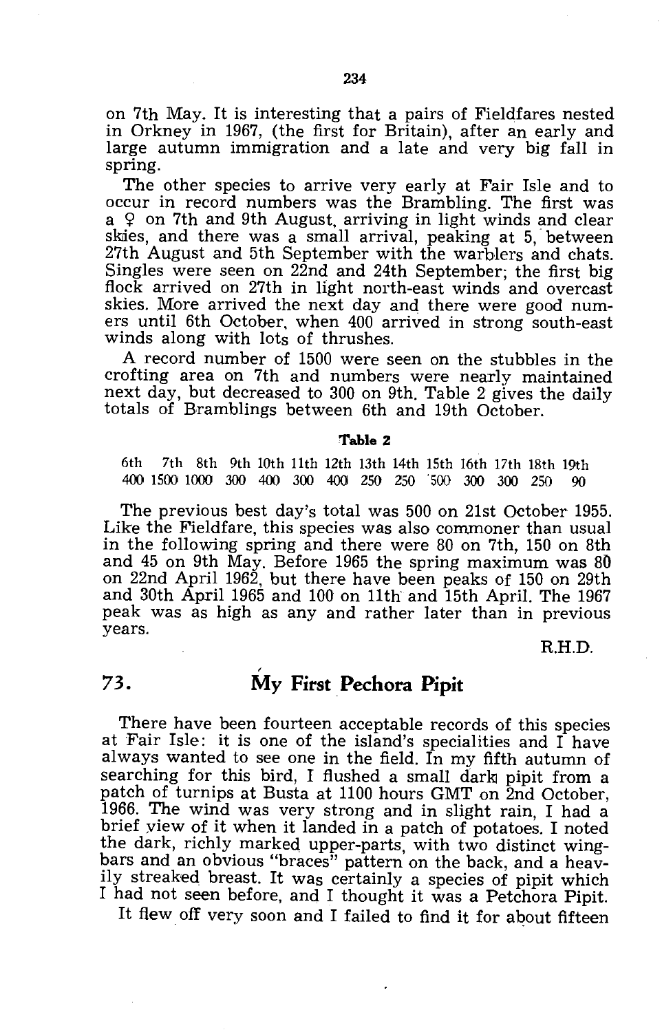on 7th May. It is interesting that a pairs of Fieldfares nested in Orkney in 1967, (the first for Britain), after an early and large autumn immigration and a late and very big fall in spring.

The other species to arrive very early at Fair Isle and to occur in record numbers was the Brambling. The first was a ♀ on 7th and 9th August, arriving in light winds and clear skies, and there was a small arrival, peaking at 5, between 27th August and 5th September with the warblers and chats. Singles were seen on 22nd and 24th September; the first big flock arrived on 27th in light north-east winds and overcast skies. More arrived the next day and there were good numers until 6th October, when 400 arrived in strong south-east winds along with lots of thrushes.

A record number of 1500 were seen on the stubbles in the crofting area on 7th and numbers were nearly maintained next day, but decreased to 300 on 9th. Table 2 gives the daily totals of Bramblings between 6th and 19th October.

**Table 2**

| 6th | 7th | 8th | 9th | 10th | 11th | 12th | 13th | 14th | 15th | 16th | 17th | 18th | 19th |
|---|---|---|---|---|---|---|---|---|---|---|---|---|---|
| 400 | 1500 | 1000 | 300 | 400 | 300 | 400 | 250 | 250 | 500 | 300 | 300 | 250 | 90 |

The previous best day's total was 500 on 21st October 1955. Like the Fieldfare, this species was also commoner than usual in the following spring and there were 80 on 7th, 150 on 8th and 45 on 9th May. Before 1965 the spring maximum was 80 on 22nd April 1962, but there have been peaks of 150 on 29th and 30th April 1965 and 100 on 11th and 15th April. The 1967 peak was as high as any and rather later than in previous years.

R.H.D.

## 73. My First Pechora Pipit

There have been fourteen acceptable records of this species at Fair Isle: it is one of the island's specialities and I have always wanted to see one in the field. In my fifth autumn of searching for this bird, I flushed a small dark pipit from a patch of turnips at Busta at 1100 hours GMT on 2nd October, 1966. The wind was very strong and in slight rain, I had a brief view of it when it landed in a patch of potatoes. I noted the dark, richly marked upper-parts, with two distinct wing-bars and an obvious "braces" pattern on the back, and a heavily streaked breast. It was certainly a species of pipit which I had not seen before, and I thought it was a Petchora Pipit.

It flew off very soon and I failed to find it for about fifteen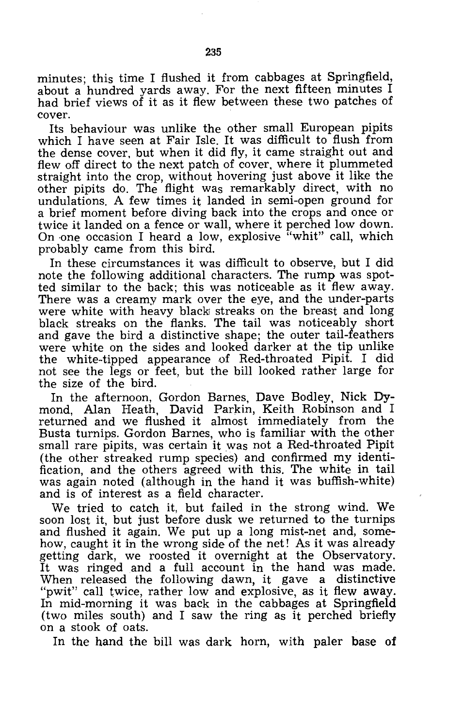minutes; this time I flushed it from cabbages at Springfield, about a hundred yards away. For the next fifteen minutes I had brief views of it as it flew between these two patches of cover.

Its behaviour was unlike the other small European pipits which I have seen at Fair Isle. It was difficult to flush from the dense cover, but when it did fly, it came straight out and flew off direct to the next patch of cover, where it plummeted straight into the crop, without hovering just above it like the other pipits do. The flight was remarkably direct, with no undulations. A few times it landed in semi-open ground for a brief moment before diving back into the crops and once or twice it landed on a fence or wall, where it perched low down. On one occasion I heard a low, explosive "whit" call, which probably came from this bird.

In these circumstances it was difficult to observe, but I did note the following additional characters. The rump was spotted similar to the back; this was noticeable as it flew away. There was a creamy mark over the eye, and the under-parts were white with heavy black streaks on the breast and long black streaks on the flanks. The tail was noticeably short and gave the bird a distinctive shape; the outer tail-feathers were white on the sides and looked darker at the tip unlike the white-tipped appearance of Red-throated Pipit. I did not see the legs or feet, but the bill looked rather large for the size of the bird.

In the afternoon, Gordon Barnes, Dave Bodley, Nick Dymond, Alan Heath, David Parkin, Keith Robinson and I returned and we flushed it almost immediately from the Busta turnips. Gordon Barnes, who is familiar with the other small rare pipits, was certain it was not a Red-throated Pipit (the other streaked rump species) and confirmed my identification, and the others agreed with this. The white in tail was again noted (although in the hand it was buffish-white) and is of interest as a field character.

We tried to catch it, but failed in the strong wind. We soon lost it, but just before dusk we returned to the turnips and flushed it again. We put up a long mist-net and, somehow, caught it in the wrong side of the net! As it was already getting dark, we roosted it overnight at the Observatory. It was ringed and a full account in the hand was made. When released the following dawn, it gave a distinctive "pwit" call twice, rather low and explosive, as it flew away. In mid-morning it was back in the cabbages at Springfield (two miles south) and I saw the ring as it perched briefly on a stook of oats.

In the hand the bill was dark horn, with paler base of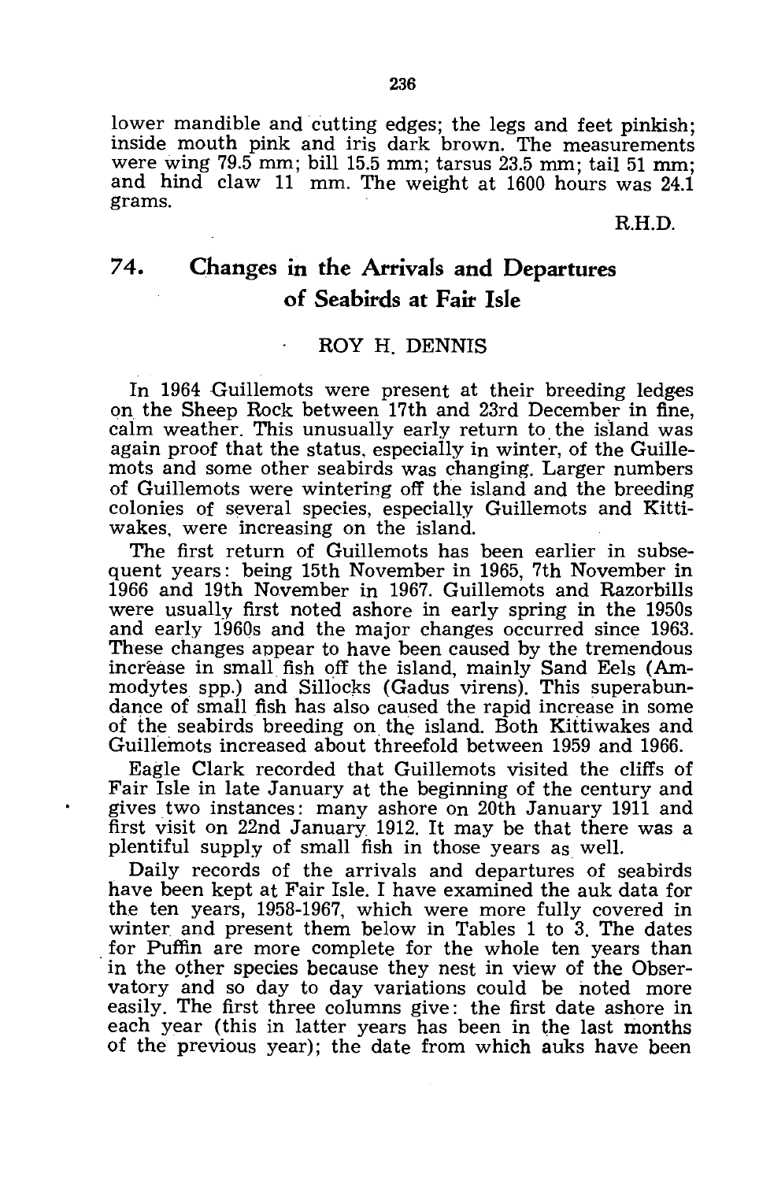lower mandible and cutting edges; the legs and feet pinkish; inside mouth pink and iris dark brown. The measurements were wing 79.5 mm; bill 15.5 mm; tarsus 23.5 mm; tail 51 mm; and hind claw 11 mm. The weight at 1600 hours was 24.1 grams.

R.H.D.

## 74. Changes in the Arrivals and Departures of Seabirds at Fair Isle

ROY H. DENNIS

In 1964 Guillemots were present at their breeding ledges on the Sheep Rock between 17th and 23rd December in fine, calm weather. This unusually early return to the island was again proof that the status, especially in winter, of the Guillemots and some other seabirds was changing. Larger numbers of Guillemots were wintering off the island and the breeding colonies of several species, especially Guillemots and Kittiwakes, were increasing on the island.

The first return of Guillemots has been earlier in subsequent years: being 15th November in 1965, 7th November in 1966 and 19th November in 1967. Guillemots and Razorbills were usually first noted ashore in early spring in the 1950s and early 1960s and the major changes occurred since 1963. These changes appear to have been caused by the tremendous increase in small fish off the island, mainly Sand Eels (*Ammodytes* spp.) and Sillocks (*Gadus virens*). This superabundance of small fish has also caused the rapid increase in some of the seabirds breeding on the island. Both Kittiwakes and Guillemots increased about threefold between 1959 and 1966.

Eagle Clark recorded that Guillemots visited the cliffs of Fair Isle in late January at the beginning of the century and gives two instances: many ashore on 20th January 1911 and first visit on 22nd January 1912. It may be that there was a plentiful supply of small fish in those years as well.

Daily records of the arrivals and departures of seabirds have been kept at Fair Isle. I have examined the auk data for the ten years, 1958-1967, which were more fully covered in winter and present them below in Tables 1 to 3. The dates for Puffin are more complete for the whole ten years than in the other species because they nest in view of the Observatory and so day to day variations could be noted more easily. The first three columns give: the first date ashore in each year (this in latter years has been in the last months of the previous year); the date from which auks have been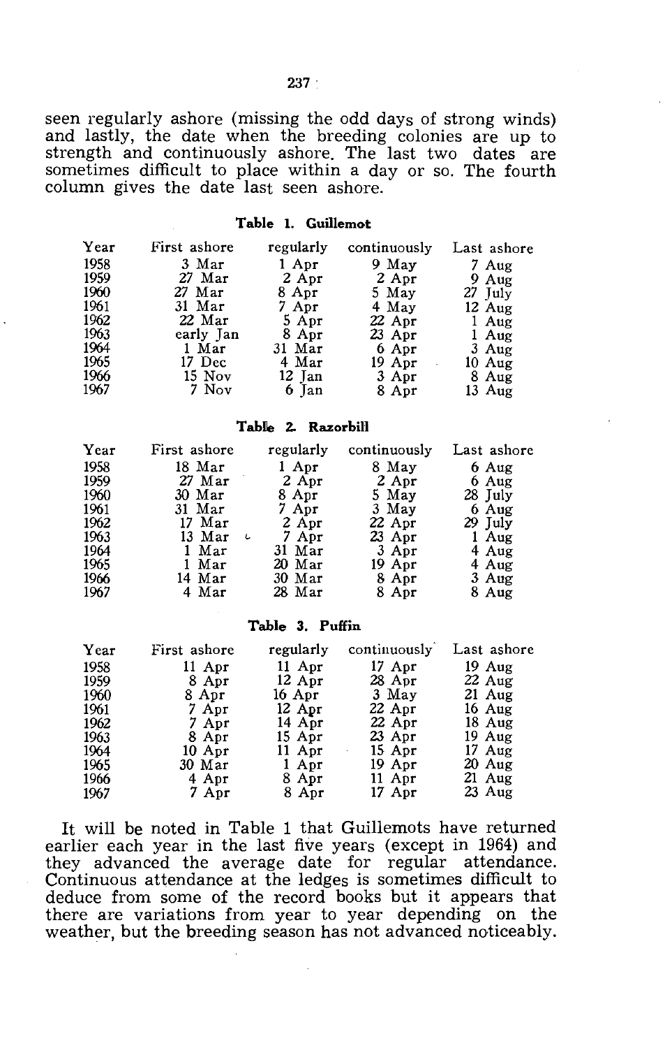seen regularly ashore (missing the odd days of strong winds) and lastly, the date when the breeding colonies are up to strength and continuously ashore. The last two dates are sometimes difficult to place within a day or so. The fourth column gives the date last seen ashore.

**Table 1. Guillemot**

| Year | First ashore | regularly | continuously | Last ashore |
|---|---|---|---|---|
| 1958 | 3 Mar | 1 Apr | 9 May | 7 Aug |
| 1959 | 27 Mar | 2 Apr | 2 Apr | 9 Aug |
| 1960 | 27 Mar | 8 Apr | 5 May | 27 July |
| 1961 | 31 Mar | 7 Apr | 4 May | 12 Aug |
| 1962 | 22 Mar | 5 Apr | 22 Apr | 1 Aug |
| 1963 | early Jan | 8 Apr | 23 Apr | 1 Aug |
| 1964 | 1 Mar | 31 Mar | 6 Apr | 3 Aug |
| 1965 | 17 Dec | 4 Mar | 19 Apr | 10 Aug |
| 1966 | 15 Nov | 12 Jan | 3 Apr | 8 Aug |
| 1967 | 7 Nov | 6 Jan | 8 Apr | 13 Aug |

**Table 2. Razorbill**

| Year | First ashore | regularly | continuously | Last ashore |
|---|---|---|---|---|
| 1958 | 18 Mar | 1 Apr | 8 May | 6 Aug |
| 1959 | 27 Mar | 2 Apr | 2 Apr | 6 Aug |
| 1960 | 30 Mar | 8 Apr | 5 May | 28 July |
| 1961 | 31 Mar | 7 Apr | 3 May | 6 Aug |
| 1962 | 17 Mar | 2 Apr | 22 Apr | 29 July |
| 1963 | 13 Mar | 7 Apr | 23 Apr | 1 Aug |
| 1964 | 1 Mar | 31 Mar | 3 Apr | 4 Aug |
| 1965 | 1 Mar | 20 Mar | 19 Apr | 4 Aug |
| 1966 | 14 Mar | 30 Mar | 8 Apr | 3 Aug |
| 1967 | 4 Mar | 28 Mar | 8 Apr | 8 Aug |

**Table 3. Puffin**

| Year | First ashore | regularly | continuously | Last ashore |
|---|---|---|---|---|
| 1958 | 11 Apr | 11 Apr | 17 Apr | 19 Aug |
| 1959 | 8 Apr | 12 Apr | 28 Apr | 22 Aug |
| 1960 | 8 Apr | 16 Apr | 3 May | 21 Aug |
| 1961 | 7 Apr | 12 Apr | 22 Apr | 16 Aug |
| 1962 | 7 Apr | 14 Apr | 22 Apr | 18 Aug |
| 1963 | 8 Apr | 15 Apr | 23 Apr | 19 Aug |
| 1964 | 10 Apr | 11 Apr | 15 Apr | 17 Aug |
| 1965 | 30 Mar | 1 Apr | 19 Apr | 20 Aug |
| 1966 | 4 Apr | 8 Apr | 11 Apr | 21 Aug |
| 1967 | 7 Apr | 8 Apr | 17 Apr | 23 Aug |

It will be noted in Table 1 that Guillemots have returned earlier each year in the last five years (except in 1964) and they advanced the average date for regular attendance. Continuous attendance at the ledges is sometimes difficult to deduce from some of the record books but it appears that there are variations from year to year depending on the weather, but the breeding season has not advanced noticeably.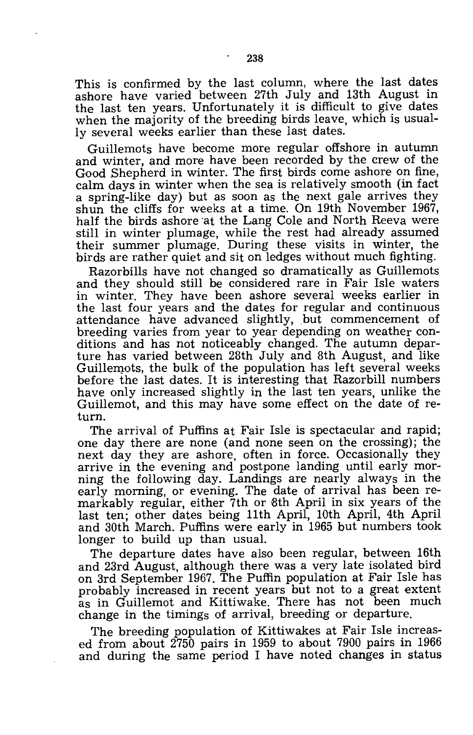This is confirmed by the last column, where the last dates ashore have varied between 27th July and 13th August in the last ten years. Unfortunately it is difficult to give dates when the majority of the breeding birds leave, which is usually several weeks earlier than these last dates.

Guillemots have become more regular offshore in autumn and winter, and more have been recorded by the crew of the Good Shepherd in winter. The first birds come ashore on fine, calm days in winter when the sea is relatively smooth (in fact a spring-like day) but as soon as the next gale arrives they shun the cliffs for weeks at a time. On 19th November 1967, half the birds ashore at the Lang Cole and North Reeva were still in winter plumage, while the rest had already assumed their summer plumage. During these visits in winter, the birds are rather quiet and sit on ledges without much fighting.

Razorbills have not changed so dramatically as Guillemots and they should still be considered rare in Fair Isle waters in winter. They have been ashore several weeks earlier in the last four years and the dates for regular and continuous attendance have advanced slightly, but commencement of breeding varies from year to year depending on weather conditions and has not noticeably changed. The autumn departure has varied between 28th July and 8th August, and like Guillemots, the bulk of the population has left several weeks before the last dates. It is interesting that Razorbill numbers have only increased slightly in the last ten years, unlike the Guillemot, and this may have some effect on the date of return.

The arrival of Puffins at Fair Isle is spectacular and rapid; one day there are none (and none seen on the crossing); the next day they are ashore, often in force. Occasionally they arrive in the evening and postpone landing until early morning the following day. Landings are nearly always in the early morning, or evening. The date of arrival has been remarkably regular, either 7th or 8th April in six years of the last ten; other dates being 11th April, 10th April, 4th April and 30th March. Puffins were early in 1965 but numbers took longer to build up than usual.

The departure dates have also been regular, between 16th and 23rd August, although there was a very late isolated bird on 3rd September 1967. The Puffin population at Fair Isle has probably increased in recent years but not to a great extent as in Guillemot and Kittiwake. There has not been much change in the timings of arrival, breeding or departure.

The breeding population of Kittiwakes at Fair Isle increased from about 2750 pairs in 1959 to about 7900 pairs in 1966 and during the same period I have noted changes in status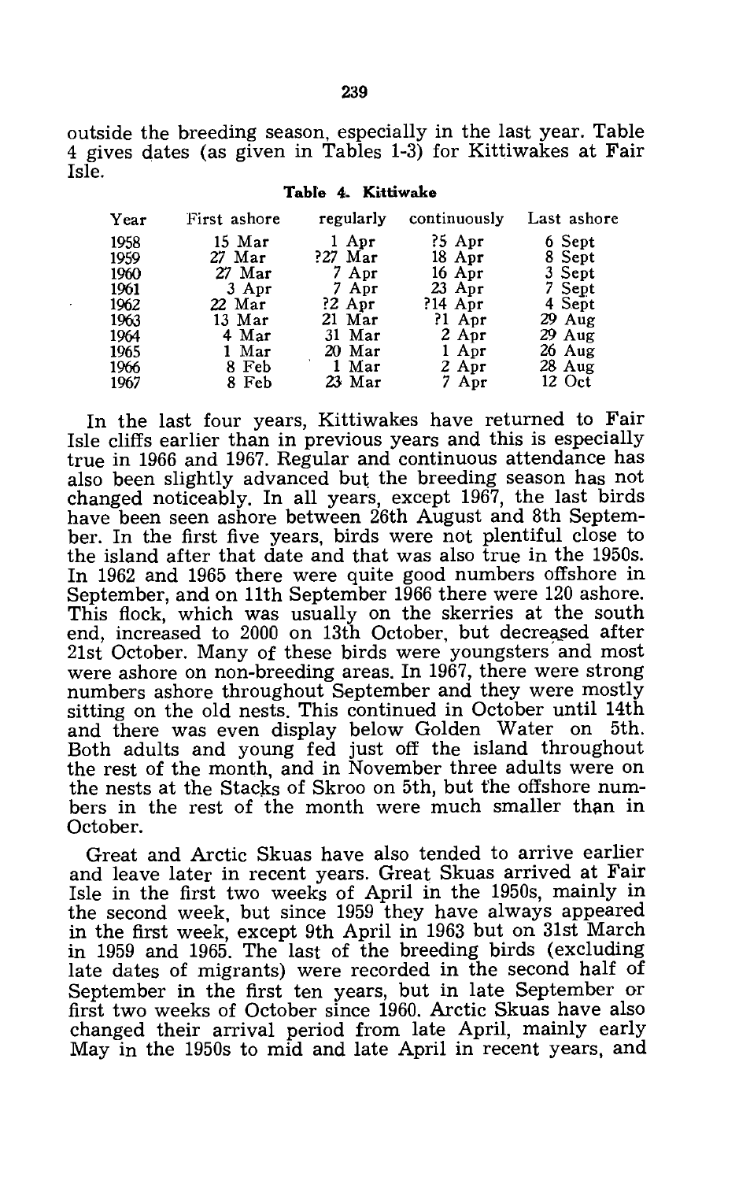outside the breeding season, especially in the last year. Table 4 gives dates (as given in Tables 1-3) for Kittiwakes at Fair Isle.

**Table 4. Kittiwake**

| Year | First ashore | regularly | continuously | Last ashore |
|---|---|---|---|---|
| 1958 | 15 Mar | 1 Apr | ?5 Apr | 6 Sept |
| 1959 | 27 Mar | ?27 Mar | 18 Apr | 8 Sept |
| 1960 | 27 Mar | 7 Apr | 16 Apr | 3 Sept |
| 1961 | 3 Apr | 7 Apr | 23 Apr | 7 Sept |
| 1962 | 22 Mar | ?2 Apr | ?14 Apr | 4 Sept |
| 1963 | 13 Mar | 21 Mar | ?1 Apr | 29 Aug |
| 1964 | 4 Mar | 31 Mar | 2 Apr | 29 Aug |
| 1965 | 1 Mar | 20 Mar | 1 Apr | 26 Aug |
| 1966 | 8 Feb | 1 Mar | 2 Apr | 28 Aug |
| 1967 | 8 Feb | 23 Mar | 7 Apr | 12 Oct |

In the last four years, Kittiwakes have returned to Fair Isle cliffs earlier than in previous years and this is especially true in 1966 and 1967. Regular and continuous attendance has also been slightly advanced but the breeding season has not changed noticeably. In all years, except 1967, the last birds have been seen ashore between 26th August and 8th September. In the first five years, birds were not plentiful close to the island after that date and that was also true in the 1950s. In 1962 and 1965 there were quite good numbers offshore in September, and on 11th September 1966 there were 120 ashore. This flock, which was usually on the skerries at the south end, increased to 2000 on 13th October, but decreased after 21st October. Many of these birds were youngsters and most were ashore on non-breeding areas. In 1967, there were strong numbers ashore throughout September and they were mostly sitting on the old nests. This continued in October until 14th and there was even display below Golden Water on 5th. Both adults and young fed just off the island throughout the rest of the month, and in November three adults were on the nests at the Stacks of Skroo on 5th, but the offshore numbers in the rest of the month were much smaller than in October.

Great and Arctic Skuas have also tended to arrive earlier and leave later in recent years. Great Skuas arrived at Fair Isle in the first two weeks of April in the 1950s, mainly in the second week, but since 1959 they have always appeared in the first week, except 9th April in 1963 but on 31st March in 1959 and 1965. The last of the breeding birds (excluding late dates of migrants) were recorded in the second half of September in the first ten years, but in late September or first two weeks of October since 1960. Arctic Skuas have also changed their arrival period from late April, mainly early May in the 1950s to mid and late April in recent years, and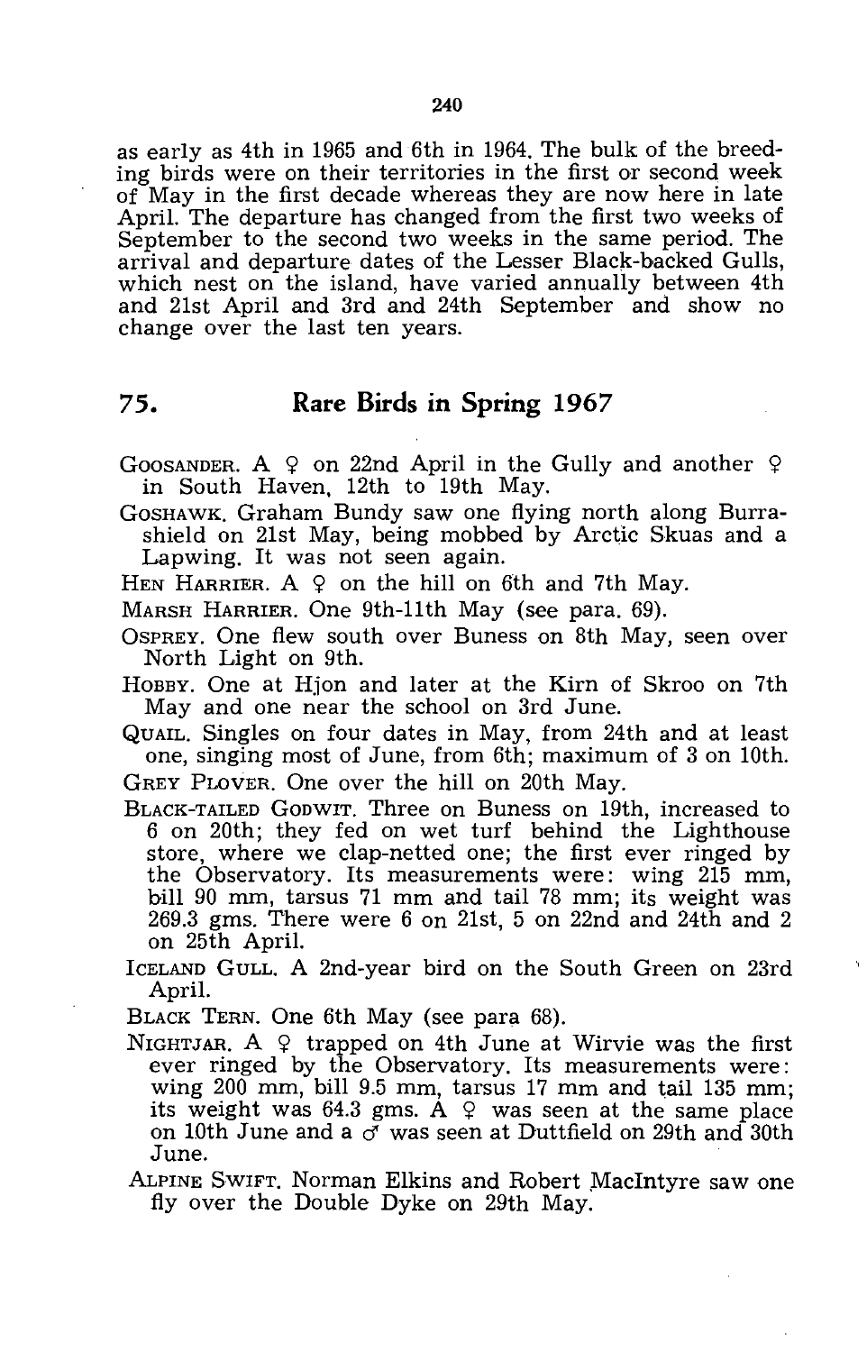as early as 4th in 1965 and 6th in 1964. The bulk of the breeding birds were on their territories in the first or second week of May in the first decade whereas they are now here in late April. The departure has changed from the first two weeks of September to the second two weeks in the same period. The arrival and departure dates of the Lesser Black-backed Gulls, which nest on the island, have varied annually between 4th and 21st April and 3rd and 24th September and show no change over the last ten years.

## 75. Rare Birds in Spring 1967

GOOSANDER. A ♀ on 22nd April in the Gully and another ♀ in South Haven, 12th to 19th May.

GOSHAWK. Graham Bundy saw one flying north along Burrashield on 21st May, being mobbed by Arctic Skuas and a Lapwing. It was not seen again.

HEN HARRIER. A ♀ on the hill on 6th and 7th May.

MARSH HARRIER. One 9th-11th May (see para. 69).

OSPREY. One flew south over Buness on 8th May, seen over North Light on 9th.

HOBBY. One at Hjon and later at the Kirn of Skroo on 7th May and one near the school on 3rd June.

QUAIL. Singles on four dates in May, from 24th and at least one, singing most of June, from 6th; maximum of 3 on 10th.

GREY PLOVER. One over the hill on 20th May.

BLACK-TAILED GODWIT. Three on Buness on 19th, increased to 6 on 20th; they fed on wet turf behind the Lighthouse store, where we clap-netted one; the first ever ringed by the Observatory. Its measurements were: wing 215 mm, bill 90 mm, tarsus 71 mm and tail 78 mm; its weight was 269.3 gms. There were 6 on 21st, 5 on 22nd and 24th and 2 on 25th April.

ICELAND GULL. A 2nd-year bird on the South Green on 23rd April.

BLACK TERN. One 6th May (see para 68).

NIGHTJAR. A ♀ trapped on 4th June at Wirvie was the first ever ringed by the Observatory. Its measurements were: wing 200 mm, bill 9.5 mm, tarsus 17 mm and tail 135 mm; its weight was 64.3 gms. A ♀ was seen at the same place on 10th June and a ♂ was seen at Duttfield on 29th and 30th June.

ALPINE SWIFT. Norman Elkins and Robert MacIntyre saw one fly over the Double Dyke on 29th May.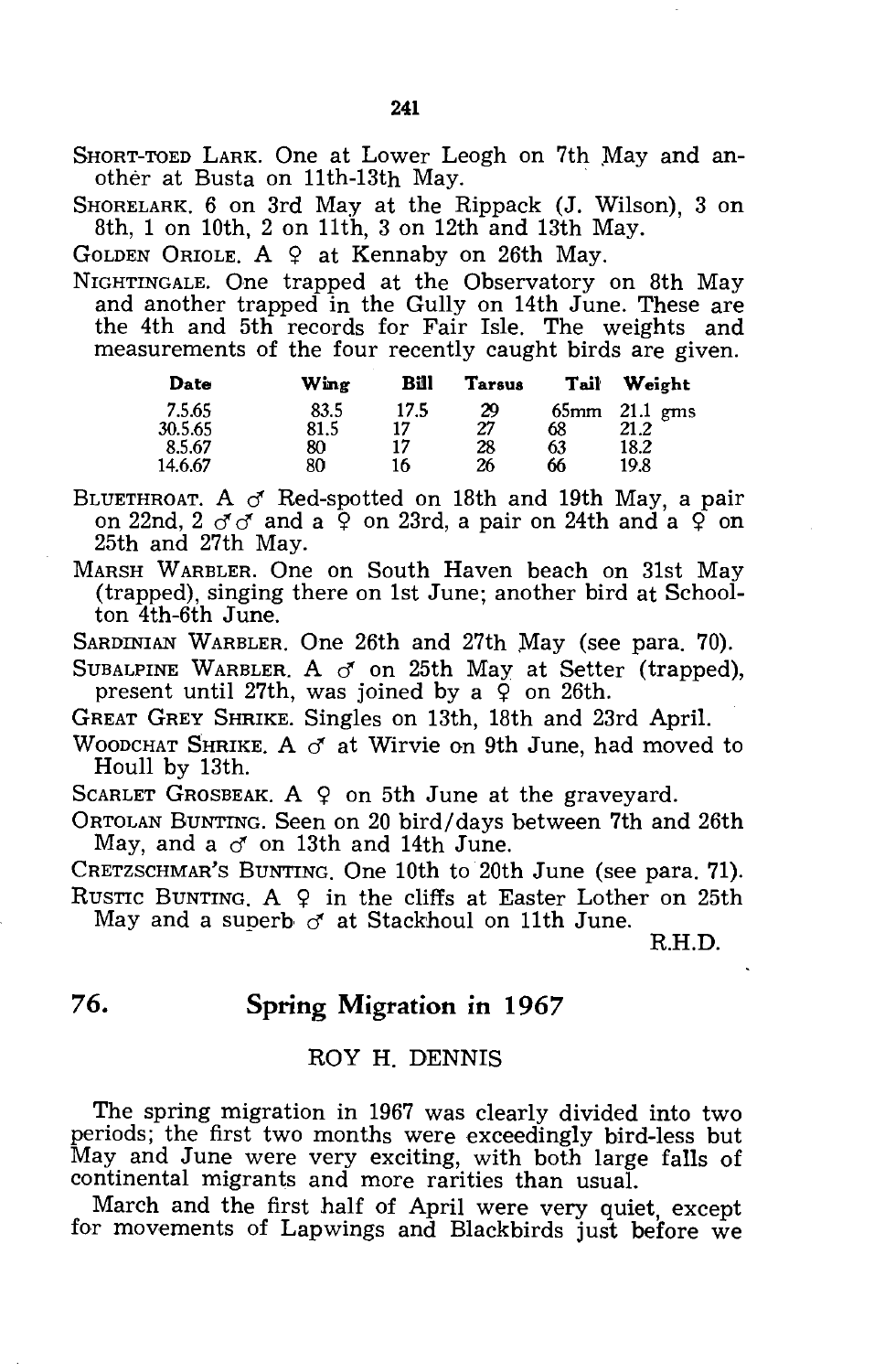SHORT-TOED LARK. One at Lower Leogh on 7th May and another at Busta on 11th-13th May.

SHORELARK. 6 on 3rd May at the Rippack (J. Wilson), 3 on 8th, 1 on 10th, 2 on 11th, 3 on 12th and 13th May.

GOLDEN ORIOLE. A ♀ at Kennaby on 26th May.

NIGHTINGALE. One trapped at the Observatory on 8th May and another trapped in the Gully on 14th June. These are the 4th and 5th records for Fair Isle. The weights and measurements of the four recently caught birds are given.

| Date | Wing | Bill | Tarsus | Tail | Weight |
|---|---|---|---|---|---|
| 7.5.65 | 83.5 | 17.5 | 29 | 65mm | 21.1 gms |
| 30.5.65 | 81.5 | 17 | 27 | 68 | 21.2 |
| 8.5.67 | 80 | 17 | 28 | 63 | 18.2 |
| 14.6.67 | 80 | 16 | 26 | 66 | 19.8 |

BLUETHROAT. A ♂ Red-spotted on 18th and 19th May, a pair on 22nd, 2 ♂♂ and a ♀ on 23rd, a pair on 24th and a ♀ on 25th and 27th May.

MARSH WARBLER. One on South Haven beach on 31st May (trapped), singing there on 1st June; another bird at Schoolton 4th-6th June.

SARDINIAN WARBLER. One 26th and 27th May (see para. 70).

SUBALPINE WARBLER. A ♂ on 25th May at Setter (trapped), present until 27th, was joined by a ♀ on 26th.

GREAT GREY SHRIKE. Singles on 13th, 18th and 23rd April.

WOODCHAT SHRIKE. A ♂ at Wirvie on 9th June, had moved to Houll by 13th.

SCARLET GROSBEAK. A ♀ on 5th June at the graveyard.

ORTOLAN BUNTING. Seen on 20 bird/days between 7th and 26th May, and a ♂ on 13th and 14th June.

CRETZSCHMAR'S BUNTING. One 10th to 20th June (see para. 71).

RUSTIC BUNTING. A ♀ in the cliffs at Easter Lother on 25th May and a superb ♂ at Stackhoul on 11th June.

R.H.D.

## 76. Spring Migration in 1967

ROY H. DENNIS

The spring migration in 1967 was clearly divided into two periods; the first two months were exceedingly bird-less but May and June were very exciting, with both large falls of continental migrants and more rarities than usual.

March and the first half of April were very quiet, except for movements of Lapwings and Blackbirds just before we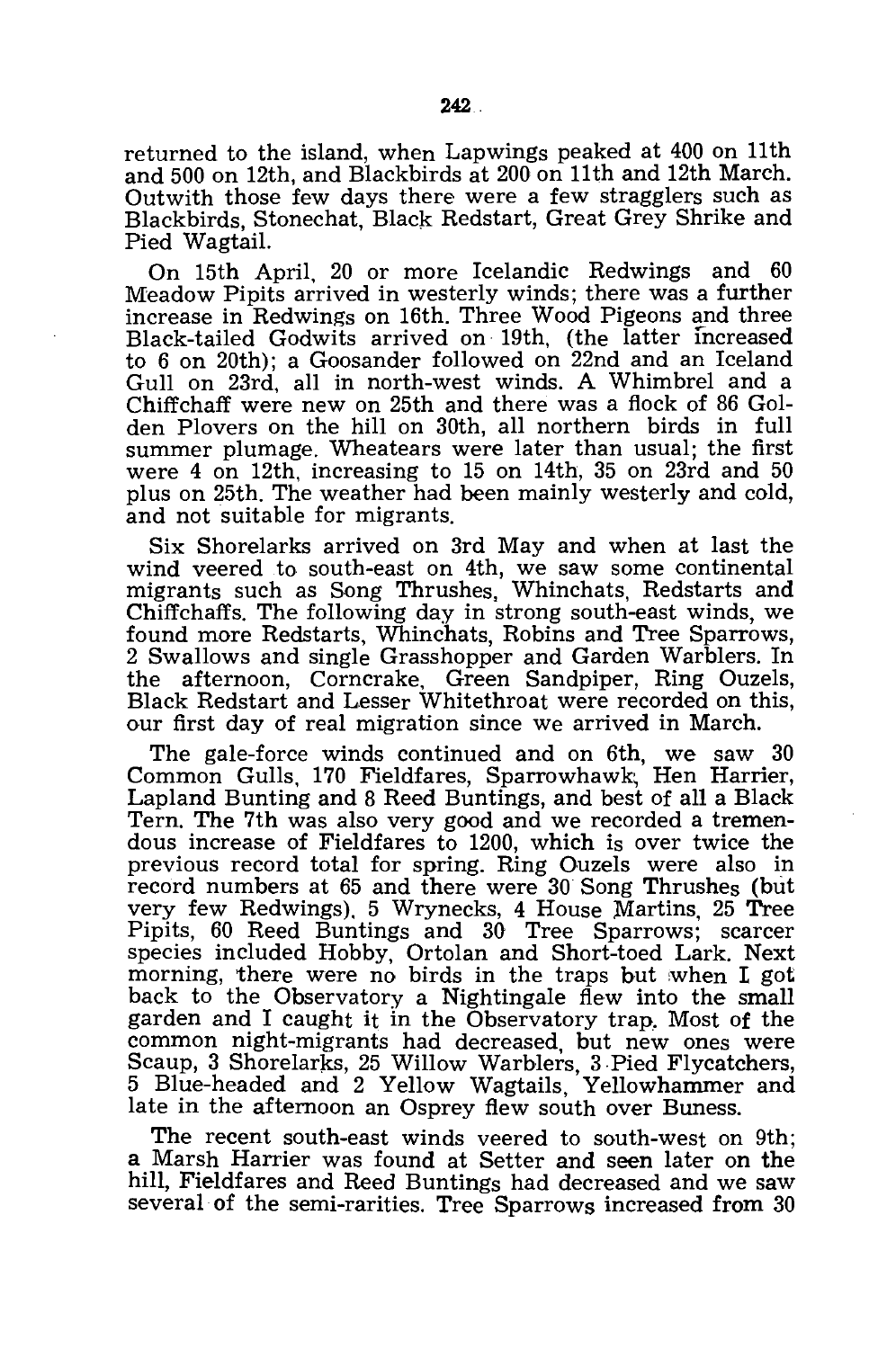returned to the island, when Lapwings peaked at 400 on 11th and 500 on 12th, and Blackbirds at 200 on 11th and 12th March. Outwith those few days there were a few stragglers such as Blackbirds, Stonechat, Black Redstart, Great Grey Shrike and Pied Wagtail.

On 15th April, 20 or more Icelandic Redwings and 60 Meadow Pipits arrived in westerly winds; there was a further increase in Redwings on 16th. Three Wood Pigeons and three Black-tailed Godwits arrived on 19th, (the latter increased to 6 on 20th); a Goosander followed on 22nd and an Iceland Gull on 23rd, all in north-west winds. A Whimbrel and a Chiffchaff were new on 25th and there was a flock of 86 Golden Plovers on the hill on 30th, all northern birds in full summer plumage. Wheatears were later than usual; the first were 4 on 12th, increasing to 15 on 14th, 35 on 23rd and 50 plus on 25th. The weather had been mainly westerly and cold, and not suitable for migrants.

Six Shorelarks arrived on 3rd May and when at last the wind veered to south-east on 4th, we saw some continental migrants such as Song Thrushes, Whinchats, Redstarts and Chiffchaffs. The following day in strong south-east winds, we found more Redstarts, Whinchats, Robins and Tree Sparrows, 2 Swallows and single Grasshopper and Garden Warblers. In the afternoon, Corncrake, Green Sandpiper, Ring Ouzels, Black Redstart and Lesser Whitethroat were recorded on this, our first day of real migration since we arrived in March.

The gale-force winds continued and on 6th, we saw 30 Common Gulls, 170 Fieldfares, Sparrowhawk, Hen Harrier, Lapland Bunting and 8 Reed Buntings, and best of all a Black Tern. The 7th was also very good and we recorded a tremendous increase of Fieldfares to 1200, which is over twice the previous record total for spring. Ring Ouzels were also in record numbers at 65 and there were 30 Song Thrushes (but very few Redwings), 5 Wrynecks, 4 House Martins, 25 Tree Pipits, 60 Reed Buntings and 30 Tree Sparrows; scarcer species included Hobby, Ortolan and Short-toed Lark. Next morning, there were no birds in the traps but when I got back to the Observatory a Nightingale flew into the small garden and I caught it in the Observatory trap. Most of the common night-migrants had decreased, but new ones were Scaup, 3 Shorelarks, 25 Willow Warblers, 3 Pied Flycatchers, 5 Blue-headed and 2 Yellow Wagtails, Yellowhammer and late in the afternoon an Osprey flew south over Buness.

The recent south-east winds veered to south-west on 9th; a Marsh Harrier was found at Setter and seen later on the hill, Fieldfares and Reed Buntings had decreased and we saw several of the semi-rarities. Tree Sparrows increased from 30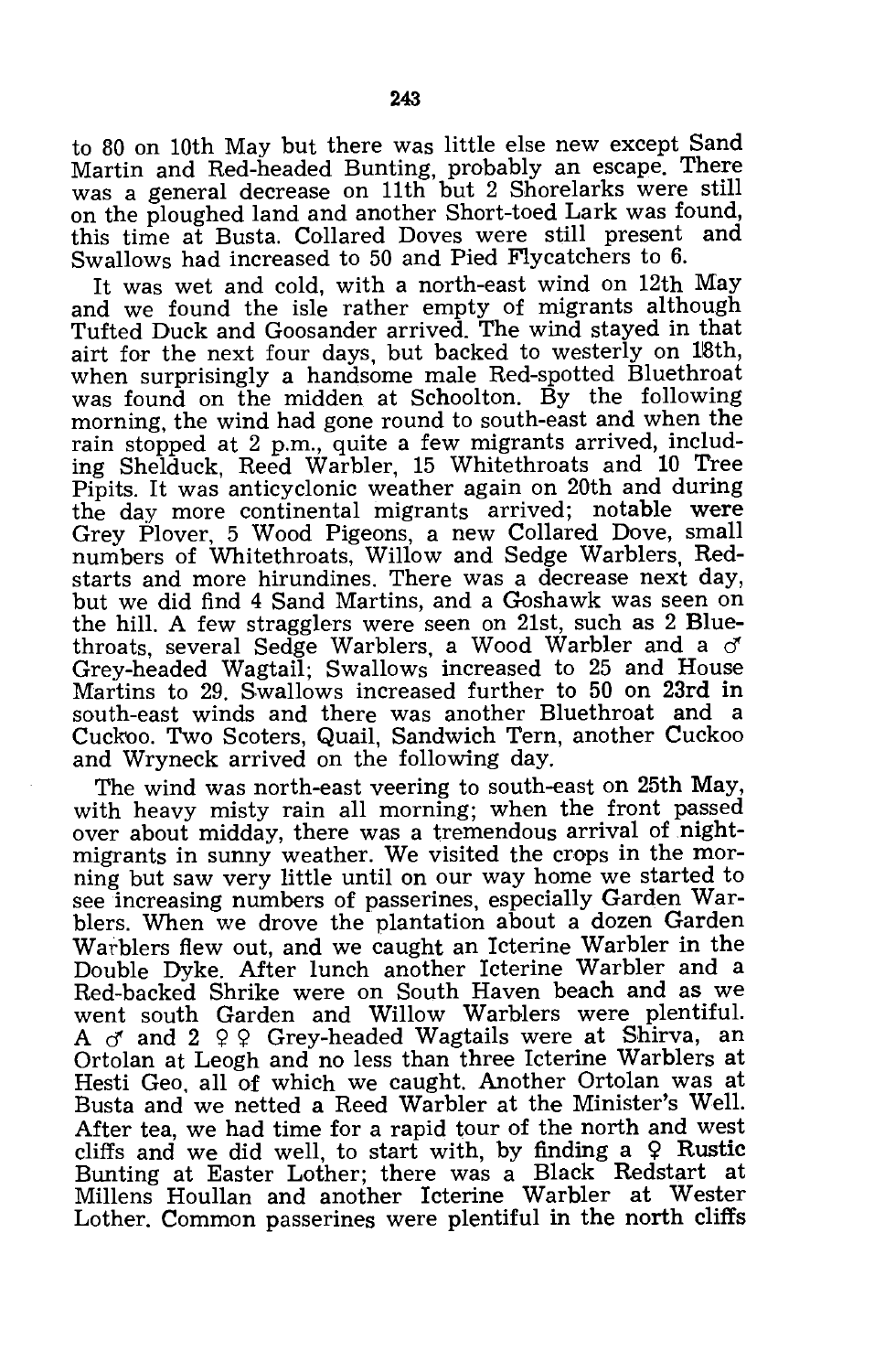to 80 on 10th May but there was little else new except Sand Martin and Red-headed Bunting, probably an escape. There was a general decrease on 11th but 2 Shorelarks were still on the ploughed land and another Short-toed Lark was found, this time at Busta. Collared Doves were still present and Swallows had increased to 50 and Pied Flycatchers to 6.

It was wet and cold, with a north-east wind on 12th May and we found the isle rather empty of migrants although Tufted Duck and Goosander arrived. The wind stayed in that airt for the next four days, but backed to westerly on 18th, when surprisingly a handsome male Red-spotted Bluethroat was found on the midden at Schoolton. By the following morning, the wind had gone round to south-east and when the rain stopped at 2 p.m., quite a few migrants arrived, including Shelduck, Reed Warbler, 15 Whitethroats and 10 Tree Pipits. It was anticyclonic weather again on 20th and during the day more continental migrants arrived; notable were Grey Plover, 5 Wood Pigeons, a new Collared Dove, small numbers of Whitethroats, Willow and Sedge Warblers, Redstarts and more hirundines. There was a decrease next day, but we did find 4 Sand Martins, and a Goshawk was seen on the hill. A few stragglers were seen on 21st, such as 2 Bluethroats, several Sedge Warblers, a Wood Warbler and a ♂ Grey-headed Wagtail; Swallows increased to 25 and House Martins to 29. Swallows increased further to 50 on 23rd in south-east winds and there was another Bluethroat and a Cuckoo. Two Scoters, Quail, Sandwich Tern, another Cuckoo and Wryneck arrived on the following day.

The wind was north-east veering to south-east on 25th May, with heavy misty rain all morning; when the front passed over about midday, there was a tremendous arrival of night-migrants in sunny weather. We visited the crops in the morning but saw very little until on our way home we started to see increasing numbers of passerines, especially Garden Warblers. When we drove the plantation about a dozen Garden Warblers flew out, and we caught an Icterine Warbler in the Double Dyke. After lunch another Icterine Warbler and a Red-backed Shrike were on South Haven beach and as we went south Garden and Willow Warblers were plentiful. A ♂ and 2 ♀♀ Grey-headed Wagtails were at Shirva, an Ortolan at Leogh and no less than three Icterine Warblers at Hesti Geo, all of which we caught. Another Ortolan was at Busta and we netted a Reed Warbler at the Minister's Well. After tea, we had time for a rapid tour of the north and west cliffs and we did well, to start with, by finding a ♀ Rustic Bunting at Easter Lother; there was a Black Redstart at Millens Houllan and another Icterine Warbler at Wester Lother. Common passerines were plentiful in the north cliffs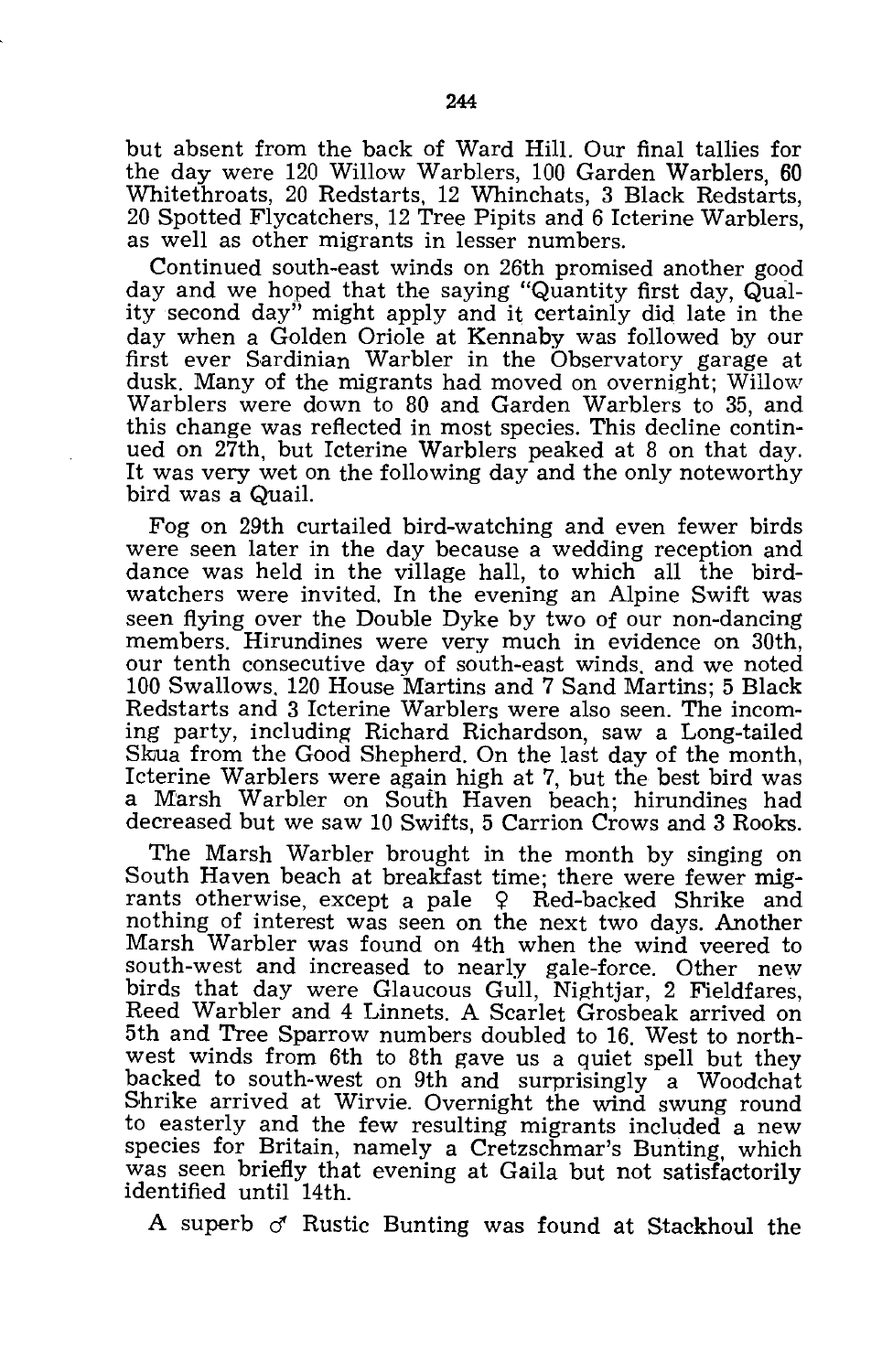but absent from the back of Ward Hill. Our final tallies for the day were 120 Willow Warblers, 100 Garden Warblers, 60 Whitethroats, 20 Redstarts, 12 Whinchats, 3 Black Redstarts, 20 Spotted Flycatchers, 12 Tree Pipits and 6 Icterine Warblers, as well as other migrants in lesser numbers.

Continued south-east winds on 26th promised another good day and we hoped that the saying "Quantity first day, Quality second day" might apply and it certainly did late in the day when a Golden Oriole at Kennaby was followed by our first ever Sardinian Warbler in the Observatory garage at dusk. Many of the migrants had moved on overnight; Willow Warblers were down to 80 and Garden Warblers to 35, and this change was reflected in most species. This decline continued on 27th, but Icterine Warblers peaked at 8 on that day. It was very wet on the following day and the only noteworthy bird was a Quail.

Fog on 29th curtailed bird-watching and even fewer birds were seen later in the day because a wedding reception and dance was held in the village hall, to which all the bird-watchers were invited. In the evening an Alpine Swift was seen flying over the Double Dyke by two of our non-dancing members. Hirundines were very much in evidence on 30th, our tenth consecutive day of south-east winds, and we noted 100 Swallows, 120 House Martins and 7 Sand Martins; 5 Black Redstarts and 3 Icterine Warblers were also seen. The incoming party, including Richard Richardson, saw a Long-tailed Skua from the Good Shepherd. On the last day of the month, Icterine Warblers were again high at 7, but the best bird was a Marsh Warbler on South Haven beach; hirundines had decreased but we saw 10 Swifts, 5 Carrion Crows and 3 Rooks.

The Marsh Warbler brought in the month by singing on South Haven beach at breakfast time; there were fewer migrants otherwise, except a pale ♀ Red-backed Shrike and nothing of interest was seen on the next two days. Another Marsh Warbler was found on 4th when the wind veered to south-west and increased to nearly gale-force. Other new birds that day were Glaucous Gull, Nightjar, 2 Fieldfares, Reed Warbler and 4 Linnets. A Scarlet Grosbeak arrived on 5th and Tree Sparrow numbers doubled to 16. West to north-west winds from 6th to 8th gave us a quiet spell but they backed to south-west on 9th and surprisingly a Woodchat Shrike arrived at Wirvie. Overnight the wind swung round to easterly and the few resulting migrants included a new species for Britain, namely a Cretzschmar's Bunting, which was seen briefly that evening at Gaila but not satisfactorily identified until 14th.

A superb ♂ Rustic Bunting was found at Stackhoul the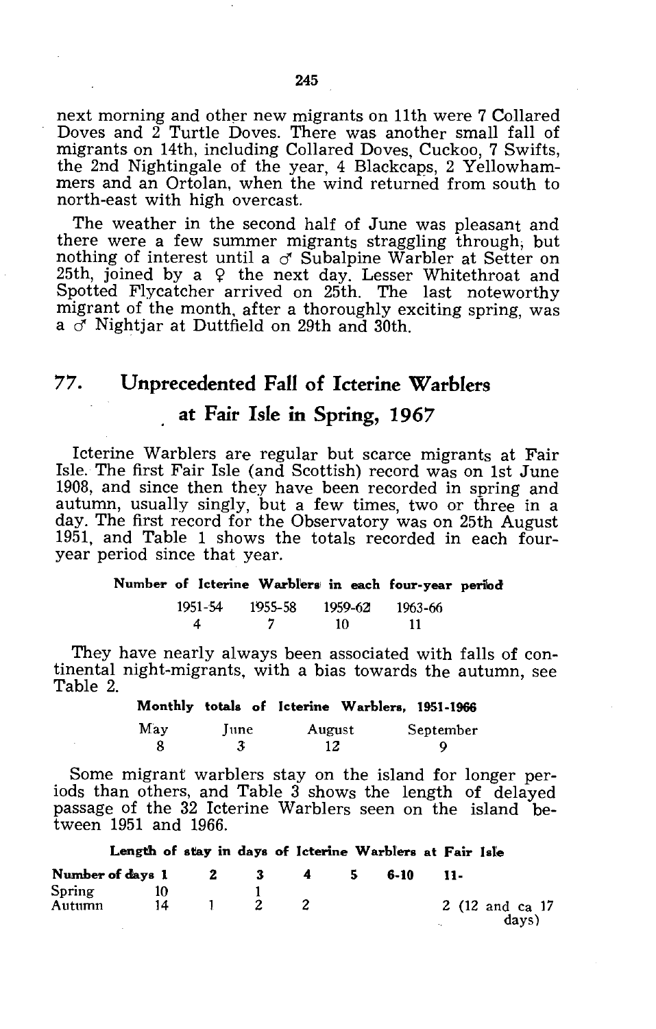next morning and other new migrants on 11th were 7 Collared Doves and 2 Turtle Doves. There was another small fall of migrants on 14th, including Collared Doves, Cuckoo, 7 Swifts, the 2nd Nightingale of the year, 4 Blackcaps, 2 Yellowhammers and an Ortolan, when the wind returned from south to north-east with high overcast.

The weather in the second half of June was pleasant and there were a few summer migrants straggling through, but nothing of interest until a ♂ Subalpine Warbler at Setter on 25th, joined by a ♀ the next day. Lesser Whitethroat and Spotted Flycatcher arrived on 25th. The last noteworthy migrant of the month, after a thoroughly exciting spring, was a ♂ Nightjar at Duttfield on 29th and 30th.

## 77. Unprecedented Fall of Icterine Warblers at Fair Isle in Spring, 1967

Icterine Warblers are regular but scarce migrants at Fair Isle. The first Fair Isle (and Scottish) record was on 1st June 1908, and since then they have been recorded in spring and autumn, usually singly, but a few times, two or three in a day. The first record for the Observatory was on 25th August 1951, and Table 1 shows the totals recorded in each four-year period since that year.

**Number of Icterine Warblers in each four-year period**

| 1951-54 | 1955-58 | 1959-62 | 1963-66 |
|---|---|---|---|
| 4 | 7 | 10 | 11 |

They have nearly always been associated with falls of continental night-migrants, with a bias towards the autumn, see Table 2.

**Monthly totals of Icterine Warblers, 1951-1966**

| May | June | August | September |
|---|---|---|---|
| 8 | 3 | 12 | 9 |

Some migrant warblers stay on the island for longer periods than others, and Table 3 shows the length of delayed passage of the 32 Icterine Warblers seen on the island between 1951 and 1966.

**Length of stay in days of Icterine Warblers at Fair Isle**

| Number of days | 1 | 2 | 3 | 4 | 5 | 6-10 | 11- |
|---|---|---|---|---|---|---|---|
| Spring | 10 | | 1 | | | | |
| Autumn | 14 | 1 | 2 | 2 | | | 2 (12 and ca 17 days) |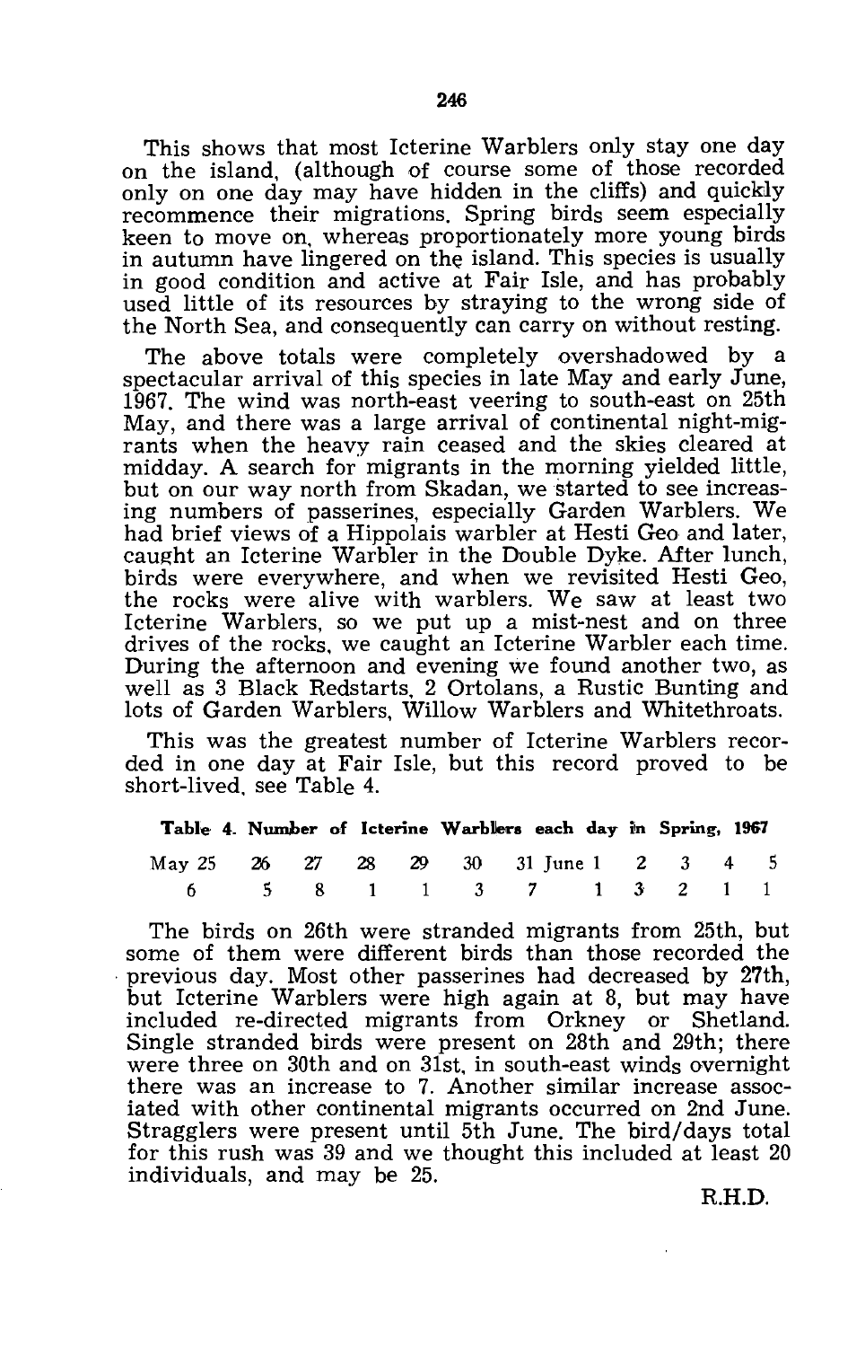This shows that most Icterine Warblers only stay one day on the island, (although of course some of those recorded only on one day may have hidden in the cliffs) and quickly recommence their migrations. Spring birds seem especially keen to move on, whereas proportionately more young birds in autumn have lingered on the island. This species is usually in good condition and active at Fair Isle, and has probably used little of its resources by straying to the wrong side of the North Sea, and consequently can carry on without resting.

The above totals were completely overshadowed by a spectacular arrival of this species in late May and early June, 1967. The wind was north-east veering to south-east on 25th May, and there was a large arrival of continental night-migrants when the heavy rain ceased and the skies cleared at midday. A search for migrants in the morning yielded little, but on our way north from Skadan, we started to see increasing numbers of passerines, especially Garden Warblers. We had brief views of a Hippolais warbler at Hesti Geo and later, caught an Icterine Warbler in the Double Dyke. After lunch, birds were everywhere, and when we revisited Hesti Geo, the rocks were alive with warblers. We saw at least two Icterine Warblers, so we put up a mist-nest and on three drives of the rocks, we caught an Icterine Warbler each time. During the afternoon and evening we found another two, as well as 3 Black Redstarts, 2 Ortolans, a Rustic Bunting and lots of Garden Warblers, Willow Warblers and Whitethroats.

This was the greatest number of Icterine Warblers recorded in one day at Fair Isle, but this record proved to be short-lived, see Table 4.

**Table 4. Number of Icterine Warblers each day in Spring, 1967**

| May 25 | 26 | 27 | 28 | 29 | 30 | 31 | June 1 | 2 | 3 | 4 | 5 |
|---|---|---|---|---|---|---|---|---|---|---|---|
| 6 | 5 | 8 | 1 | 1 | 3 | 7 | 1 | 3 | 2 | 1 | 1 |

The birds on 26th were stranded migrants from 25th, but some of them were different birds than those recorded the previous day. Most other passerines had decreased by 27th, but Icterine Warblers were high again at 8, but may have included re-directed migrants from Orkney or Shetland. Single stranded birds were present on 28th and 29th; there were three on 30th and on 31st, in south-east winds overnight there was an increase to 7. Another similar increase associated with other continental migrants occurred on 2nd June. Stragglers were present until 5th June. The bird/days total for this rush was 39 and we thought this included at least 20 individuals, and may be 25.

R.H.D.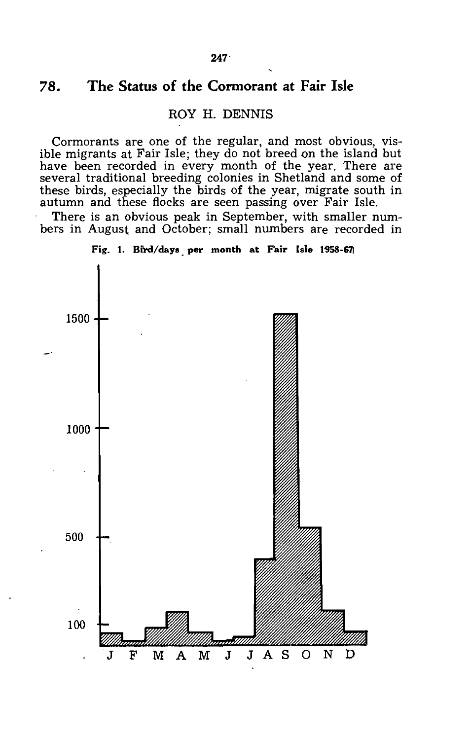## 78. The Status of the Cormorant at Fair Isle

ROY H. DENNIS

Cormorants are one of the regular, and most obvious, visible migrants at Fair Isle; they do not breed on the island but have been recorded in every month of the year. There are several traditional breeding colonies in Shetland and some of these birds, especially the birds of the year, migrate south in autumn and these flocks are seen passing over Fair Isle.

There is an obvious peak in September, with smaller numbers in August and October; small numbers are recorded in

**Fig. 1. Bird/days per month at Fair Isle 1958-67**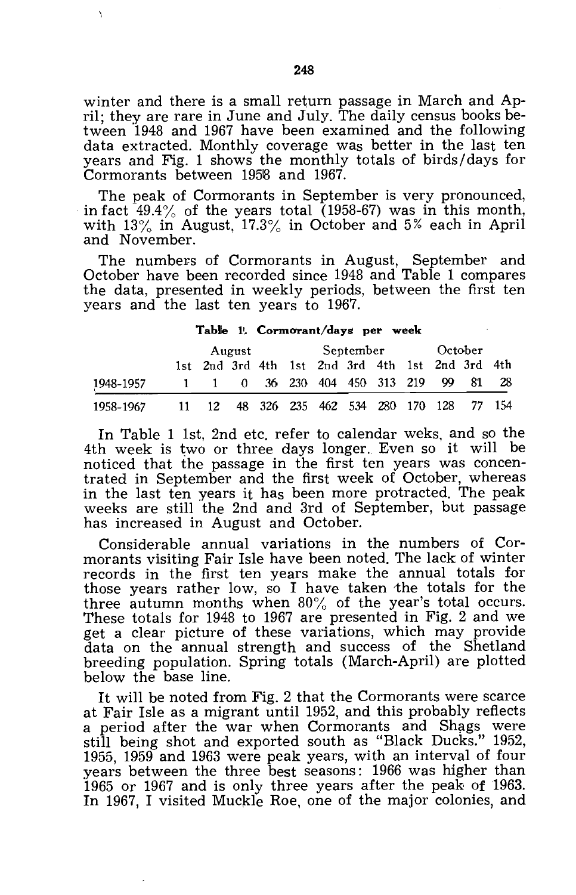winter and there is a small return passage in March and April; they are rare in June and July. The daily census books between 1948 and 1967 have been examined and the following data extracted. Monthly coverage was better in the last ten years and Fig. 1 shows the monthly totals of birds/days for Cormorants between 1958 and 1967.

The peak of Cormorants in September is very pronounced, in fact 49.4% of the years total (1958-67) was in this month, with 13% in August, 17.3% in October and 5% each in April and November.

The numbers of Cormorants in August, September and October have been recorded since 1948 and Table 1 compares the data, presented in weekly periods, between the first ten years and the last ten years to 1967.

**Table 1. Cormorant/days per week**

| | August | | | | September | | | | October | | | |
|---|---|---|---|---|---|---|---|---|---|---|---|---|
| | 1st | 2nd | 3rd | 4th | 1st | 2nd | 3rd | 4th | 1st | 2nd | 3rd | 4th |
| 1948-1957 | 1 | 1 | 0 | 36 | 230 | 404 | 450 | 313 | 219 | 99 | 81 | 28 |
| 1958-1967 | 11 | 12 | 48 | 326 | 235 | 462 | 534 | 280 | 170 | 128 | 77 | 154 |

In Table 1 1st, 2nd etc. refer to calendar weks, and so the 4th week is two or three days longer. Even so it will be noticed that the passage in the first ten years was concentrated in September and the first week of October, whereas in the last ten years it has been more protracted. The peak weeks are still the 2nd and 3rd of September, but passage has increased in August and October.

Considerable annual variations in the numbers of Cormorants visiting Fair Isle have been noted. The lack of winter records in the first ten years make the annual totals for those years rather low, so I have taken the totals for the three autumn months when 80% of the year's total occurs. These totals for 1948 to 1967 are presented in Fig. 2 and we get a clear picture of these variations, which may provide data on the annual strength and success of the Shetland breeding population. Spring totals (March-April) are plotted below the base line.

It will be noted from Fig. 2 that the Cormorants were scarce at Fair Isle as a migrant until 1952, and this probably reflects a period after the war when Cormorants and Shags were still being shot and exported south as "Black Ducks." 1952, 1955, 1959 and 1963 were peak years, with an interval of four years between the three best seasons: 1966 was higher than 1965 or 1967 and is only three years after the peak of 1963. In 1967, I visited Muckle Roe, one of the major colonies, and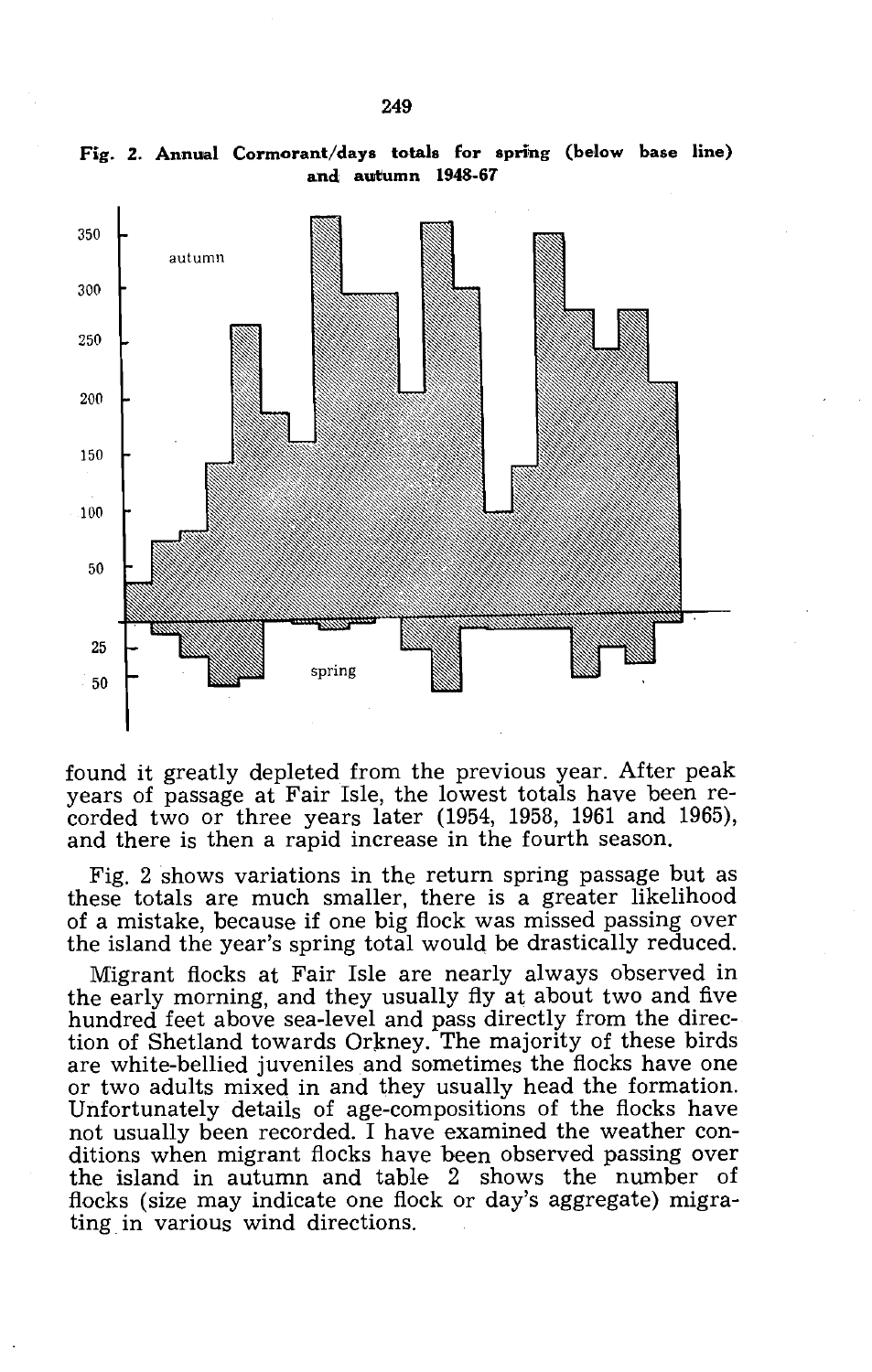**Fig. 2. Annual Cormorant/days totals for spring (below base line) and autumn 1948-67**

found it greatly depleted from the previous year. After peak years of passage at Fair Isle, the lowest totals have been recorded two or three years later (1954, 1958, 1961 and 1965), and there is then a rapid increase in the fourth season.

Fig. 2 shows variations in the return spring passage but as these totals are much smaller, there is a greater likelihood of a mistake, because if one big flock was missed passing over the island the year's spring total would be drastically reduced.

Migrant flocks at Fair Isle are nearly always observed in the early morning, and they usually fly at about two and five hundred feet above sea-level and pass directly from the direction of Shetland towards Orkney. The majority of these birds are white-bellied juveniles and sometimes the flocks have one or two adults mixed in and they usually head the formation. Unfortunately details of age-compositions of the flocks have not usually been recorded. I have examined the weather conditions when migrant flocks have been observed passing over the island in autumn and table 2 shows the number of flocks (size may indicate one flock or day's aggregate) migrating in various wind directions.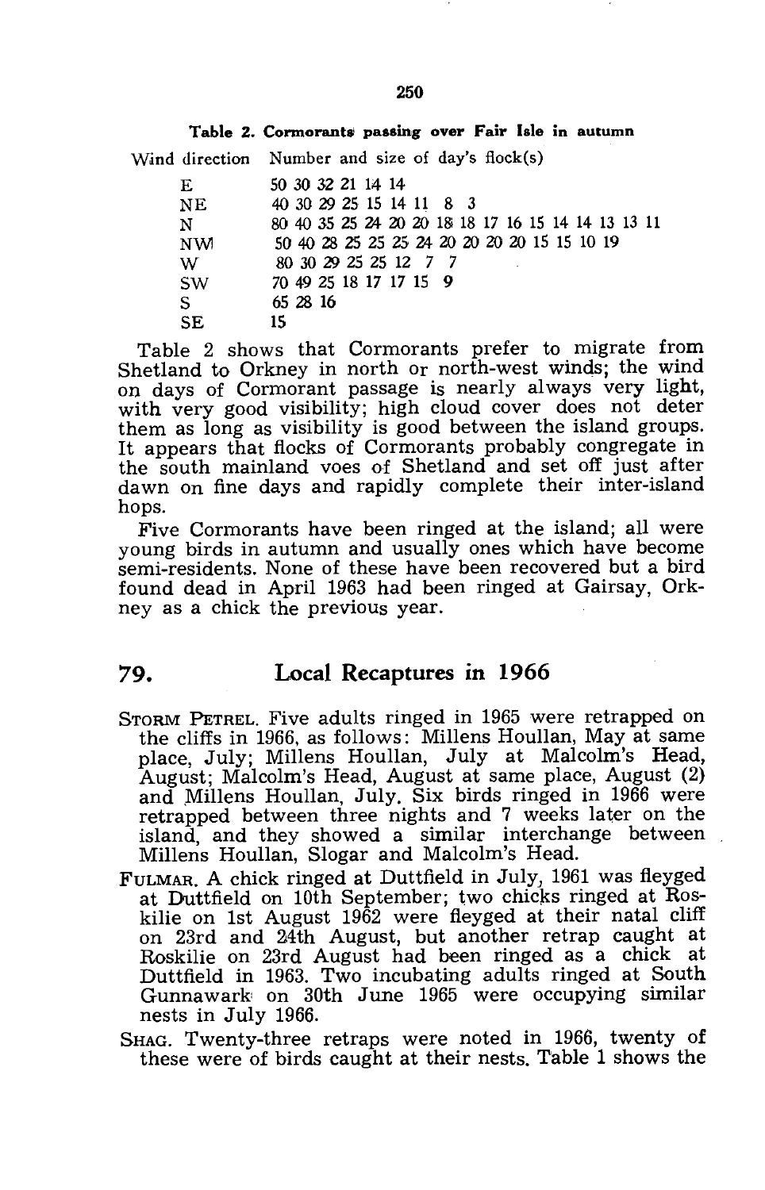**Table 2. Cormorants passing over Fair Isle in autumn**

| Wind direction | Number and size of day's flock(s) |
|---|---|
| E | 50 30 32 21 14 14 |
| NE | 40 30 29 25 15 14 11 8 3 |
| N | 80 40 35 25 24 20 20 18 18 17 16 15 14 14 13 13 11 |
| NW | 50 40 28 25 25 25 24 20 20 20 20 15 15 10 19 |
| W | 80 30 29 25 25 12 7 7 |
| SW | 70 49 25 18 17 17 15 9 |
| S | 65 28 16 |
| SE | 15 |

Table 2 shows that Cormorants prefer to migrate from Shetland to Orkney in north or north-west winds; the wind on days of Cormorant passage is nearly always very light, with very good visibility; high cloud cover does not deter them as long as visibility is good between the island groups. It appears that flocks of Cormorants probably congregate in the south mainland voes of Shetland and set off just after dawn on fine days and rapidly complete their inter-island hops.

Five Cormorants have been ringed at the island; all were young birds in autumn and usually ones which have become semi-residents. None of these have been recovered but a bird found dead in April 1963 had been ringed at Gairsay, Orkney as a chick the previous year.

## 79. Local Recaptures in 1966

STORM PETREL. Five adults ringed in 1965 were retrapped on the cliffs in 1966, as follows: Millens Houllan, May at same place, July; Millens Houllan, July at Malcolm's Head, August; Malcolm's Head, August at same place, August (2) and Millens Houllan, July. Six birds ringed in 1966 were retrapped between three nights and 7 weeks later on the island, and they showed a similar interchange between Millens Houllan, Slogar and Malcolm's Head.

FULMAR. A chick ringed at Duttfield in July, 1961 was fleyged at Duttfield on 10th September; two chicks ringed at Roskilie on 1st August 1962 were fleyged at their natal cliff on 23rd and 24th August, but another retrap caught at Roskilie on 23rd August had been ringed as a chick at Duttfield in 1963. Two incubating adults ringed at South Gunnawark on 30th June 1965 were occupying similar nests in July 1966.

SHAG. Twenty-three retraps were noted in 1966, twenty of these were of birds caught at their nests. Table 1 shows the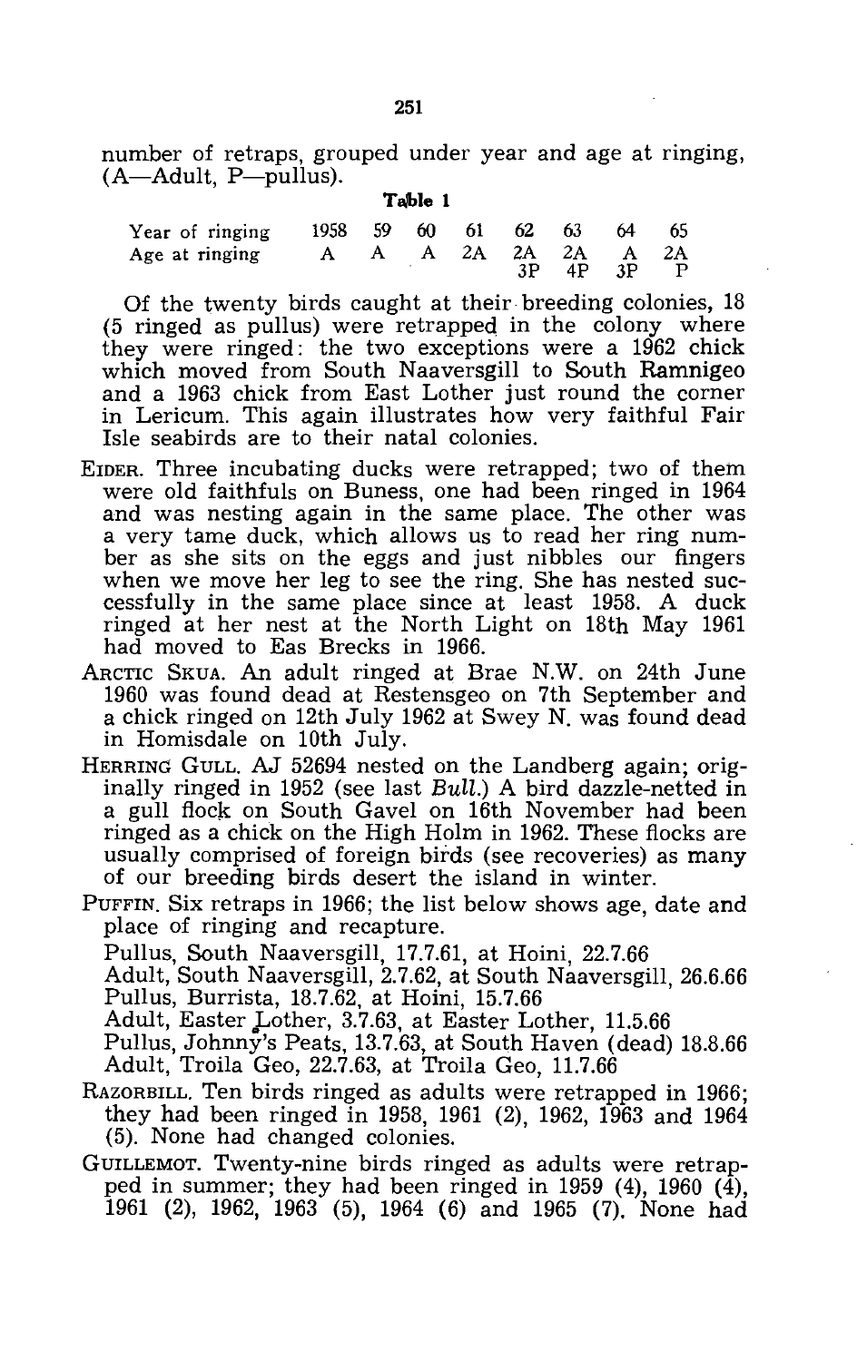number of retraps, grouped under year and age at ringing, (A—Adult, P—pullus).

**Table 1**

| Year of ringing | 1958 | 59 | 60 | 61 | 62 | 63 | 64 | 65 |
|---|---|---|---|---|---|---|---|---|
| Age at ringing | A | A | A | 2A | 2A 3P | 2A 4P | A 3P | 2A P |

Of the twenty birds caught at their breeding colonies, 18 (5 ringed as pullus) were retrapped in the colony where they were ringed: the two exceptions were a 1962 chick which moved from South Naaversgill to South Ramnigeo and a 1963 chick from East Lother just round the corner in Lericum. This again illustrates how very faithful Fair Isle seabirds are to their natal colonies.

EIDER. Three incubating ducks were retrapped; two of them were old faithfuls on Buness, one had been ringed in 1964 and was nesting again in the same place. The other was a very tame duck, which allows us to read her ring number as she sits on the eggs and just nibbles our fingers when we move her leg to see the ring. She has nested successfully in the same place since at least 1958. A duck ringed at her nest at the North Light on 18th May 1961 had moved to Eas Brecks in 1966.

ARCTIC SKUA. An adult ringed at Brae N.W. on 24th June 1960 was found dead at Restensgeo on 7th September and a chick ringed on 12th July 1962 at Swey N. was found dead in Homisdale on 10th July.

HERRING GULL. AJ 52694 nested on the Landberg again; originally ringed in 1952 (see last *Bull.*) A bird dazzle-netted in a gull flock on South Gavel on 16th November had been ringed as a chick on the High Holm in 1962. These flocks are usually comprised of foreign birds (see recoveries) as many of our breeding birds desert the island in winter.

PUFFIN. Six retraps in 1966; the list below shows age, date and place of ringing and recapture.

Pullus, South Naaversgill, 17.7.61, at Hoini, 22.7.66
Adult, South Naaversgill, 2.7.62, at South Naaversgill, 26.6.66
Pullus, Burrista, 18.7.62, at Hoini, 15.7.66
Adult, Easter Lother, 3.7.63, at Easter Lother, 11.5.66
Pullus, Johnny's Peats, 13.7.63, at South Haven (dead) 18.8.66
Adult, Troila Geo, 22.7.63, at Troila Geo, 11.7.66

RAZORBILL. Ten birds ringed as adults were retrapped in 1966; they had been ringed in 1958, 1961 (2), 1962, 1963 and 1964 (5). None had changed colonies.

GUILLEMOT. Twenty-nine birds ringed as adults were retrapped in summer; they had been ringed in 1959 (4), 1960 (4), 1961 (2), 1962, 1963 (5), 1964 (6) and 1965 (7). None had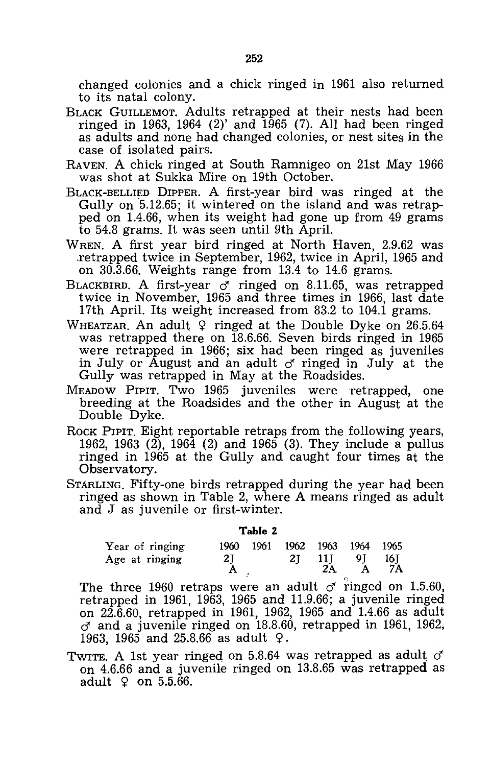changed colonies and a chick ringed in 1961 also returned to its natal colony.

BLACK GUILLEMOT. Adults retrapped at their nests had been ringed in 1963, 1964 (2)' and 1965 (7). All had been ringed as adults and none had changed colonies, or nest sites in the case of isolated pairs.

RAVEN. A chick ringed at South Ramnigeo on 21st May 1966 was shot at Sukka Mire on 19th October.

BLACK-BELLIED DIPPER. A first-year bird was ringed at the Gully on 5.12.65; it wintered on the island and was retrapped on 1.4.66, when its weight had gone up from 49 grams to 54.8 grams. It was seen until 9th April.

WREN. A first year bird ringed at North Haven, 2.9.62 was retrapped twice in September, 1962, twice in April, 1965 and on 30.3.66. Weights range from 13.4 to 14.6 grams.

BLACKBIRD. A first-year ♂ ringed on 8.11.65, was retrapped twice in November, 1965 and three times in 1966, last date 17th April. Its weight increased from 83.2 to 104.1 grams.

WHEATEAR. An adult ♀ ringed at the Double Dyke on 26.5.64 was retrapped there on 18.6.66. Seven birds ringed in 1965 were retrapped in 1966; six had been ringed as juveniles in July or August and an adult ♂ ringed in July at the Gully was retrapped in May at the Roadsides.

MEADOW PIPIT. Two 1965 juveniles were retrapped, one breeding at the Roadsides and the other in August at the Double Dyke.

ROCK PIPIT. Eight reportable retraps from the following years, 1962, 1963 (2), 1964 (2) and 1965 (3). They include a pullus ringed in 1965 at the Gully and caught four times at the Observatory.

STARLING. Fifty-one birds retrapped during the year had been ringed as shown in Table 2, where A means ringed as adult and J as juvenile or first-winter.

**Table 2**

| Year of ringing | 1960 | 1961 | 1962 | 1963 | 1964 | 1965 |
|---|---|---|---|---|---|---|
| Age at ringing | 2J | | 2J | 11J | 9J | 16J |
| | A | | | 2A | A | 7A |

The three 1960 retraps were an adult ♂ ringed on 1.5.60, retrapped in 1961, 1963, 1965 and 11.9.66; a juvenile ringed on 22.6.60, retrapped in 1961, 1962, 1965 and 1.4.66 as adult ♂ and a juvenile ringed on 18.8.60, retrapped in 1961, 1962, 1963, 1965 and 25.8.66 as adult ♀.

TWITE. A 1st year ringed on 5.8.64 was retrapped as adult ♂ on 4.6.66 and a juvenile ringed on 13.8.65 was retrapped as adult ♀ on 5.5.66.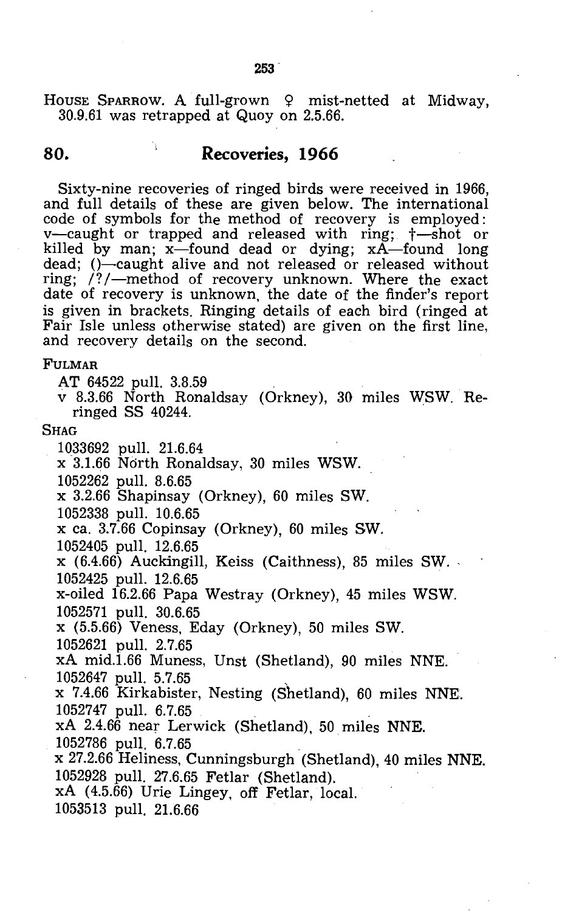HOUSE SPARROW. A full-grown ♀ mist-netted at Midway, 30.9.61 was retrapped at Quoy on 2.5.66.

## 80. Recoveries, 1966

Sixty-nine recoveries of ringed birds were received in 1966, and full details of these are given below. The international code of symbols for the method of recovery is employed: v—caught or trapped and released with ring; †—shot or killed by man; x—found dead or dying; xA—found long dead; ()—caught alive and not released or released without ring; /?/—method of recovery unknown. Where the exact date of recovery is unknown, the date of the finder's report is given in brackets. Ringing details of each bird (ringed at Fair Isle unless otherwise stated) are given on the first line, and recovery details on the second.

FULMAR

AT 64522 pull. 3.8.59
v 8.3.66 North Ronaldsay (Orkney), 30 miles WSW. Re-ringed SS 40244.

SHAG

1033692 pull. 21.6.64
x 3.1.66 North Ronaldsay, 30 miles WSW.

1052262 pull. 8.6.65
x 3.2.66 Shapinsay (Orkney), 60 miles SW.

1052338 pull. 10.6.65
x ca. 3.7.66 Copinsay (Orkney), 60 miles SW.

1052405 pull. 12.6.65
x (6.4.66) Auckingill, Keiss (Caithness), 85 miles SW.

1052425 pull. 12.6.65
x-oiled 16.2.66 Papa Westray (Orkney), 45 miles WSW.

1052571 pull. 30.6.65
x (5.5.66) Veness, Eday (Orkney), 50 miles SW.

1052621 pull. 2.7.65
xA mid.1.66 Muness, Unst (Shetland), 90 miles NNE.

1052647 pull. 5.7.65
x 7.4.66 Kirkabister, Nesting (Shetland), 60 miles NNE.

1052747 pull. 6.7.65
xA 2.4.66 near Lerwick (Shetland), 50 miles NNE.

1052786 pull. 6.7.65
x 27.2.66 Heliness, Cunningsburgh (Shetland), 40 miles NNE.

1052928 pull. 27.6.65 Fetlar (Shetland).
xA (4.5.66) Urie Lingey, off Fetlar, local.

1053513 pull. 21.6.66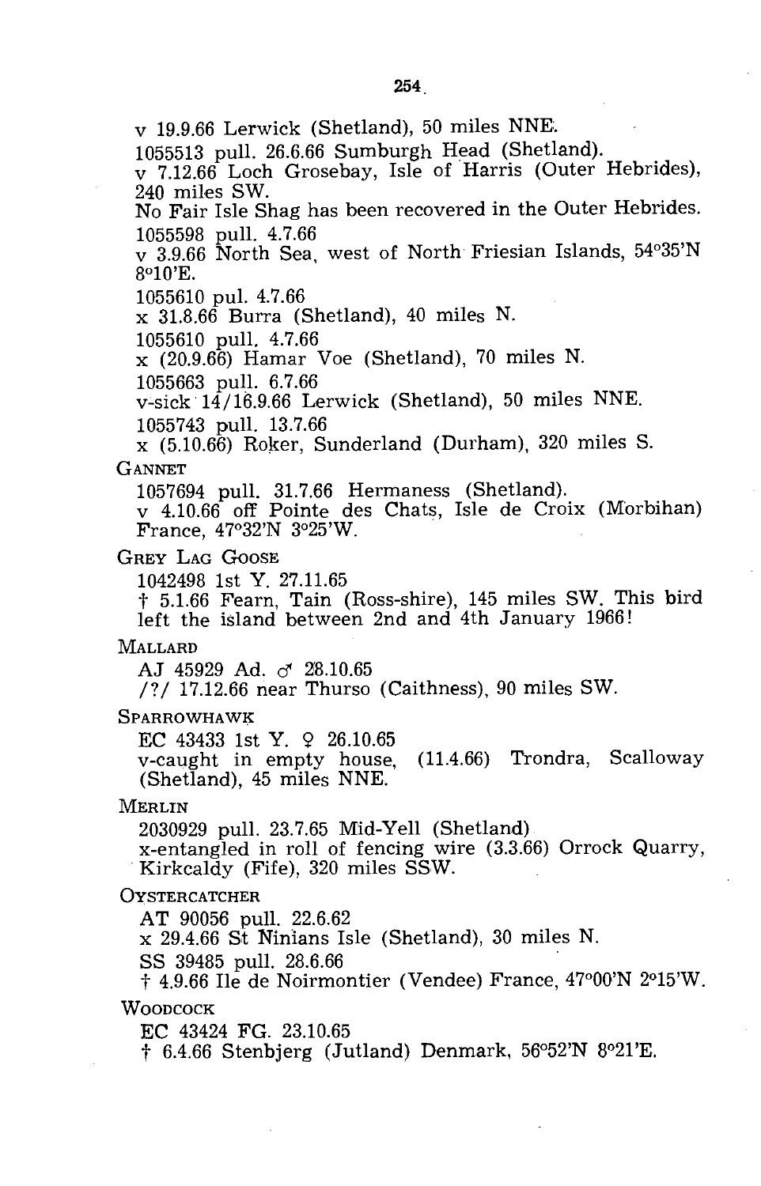v 19.9.66 Lerwick (Shetland), 50 miles NNE.

1055513 pull. 26.6.66 Sumburgh Head (Shetland).
v 7.12.66 Loch Grosebay, Isle of Harris (Outer Hebrides), 240 miles SW.
No Fair Isle Shag has been recovered in the Outer Hebrides.

1055598 pull. 4.7.66
v 3.9.66 North Sea, west of North Friesian Islands, 54°35'N 8°10'E.

1055610 pul. 4.7.66
x 31.8.66 Burra (Shetland), 40 miles N.

1055610 pull. 4.7.66
x (20.9.66) Hamar Voe (Shetland), 70 miles N.

1055663 pull. 6.7.66
v-sick 14/16.9.66 Lerwick (Shetland), 50 miles NNE.

1055743 pull. 13.7.66
x (5.10.66) Roker, Sunderland (Durham), 320 miles S.

GANNET

1057694 pull. 31.7.66 Hermaness (Shetland).
v 4.10.66 off Pointe des Chats, Isle de Croix (Morbihan) France, 47°32'N 3°25'W.

GREY LAG GOOSE

1042498 1st Y. 27.11.65
† 5.1.66 Fearn, Tain (Ross-shire), 145 miles SW. This bird left the island between 2nd and 4th January 1966!

MALLARD

AJ 45929 Ad. ♂ 28.10.65
/?/ 17.12.66 near Thurso (Caithness), 90 miles SW.

SPARROWHAWK

EC 43433 1st Y. ♀ 26.10.65
v-caught in empty house, (11.4.66) Trondra, Scalloway (Shetland), 45 miles NNE.

MERLIN

2030929 pull. 23.7.65 Mid-Yell (Shetland)
x-entangled in roll of fencing wire (3.3.66) Orrock Quarry, Kirkcaldy (Fife), 320 miles SSW.

OYSTERCATCHER

AT 90056 pull. 22.6.62
x 29.4.66 St Ninians Isle (Shetland), 30 miles N.

SS 39485 pull. 28.6.66
† 4.9.66 Ile de Noirmontier (Vendee) France, 47°00'N 2°15'W.

WOODCOCK

EC 43424 FG. 23.10.65
† 6.4.66 Stenbjerg (Jutland) Denmark, 56°52'N 8°21'E.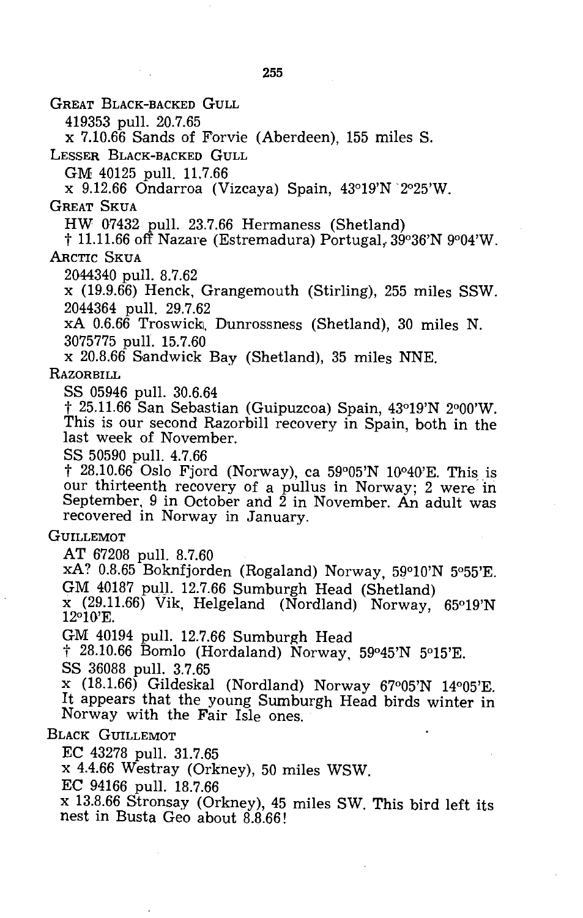GREAT BLACK-BACKED GULL

419353 pull. 20.7.65

x 7.10.66 Sands of Forvie (Aberdeen), 155 miles S.

LESSER BLACK-BACKED GULL

GM 40125 pull. 11.7.66

x 9.12.66 Ondarroa (Vizcaya) Spain, 43°19'N 2°25'W.

GREAT SKUA

HW 07432 pull. 23.7.66 Hermaness (Shetland)

† 11.11.66 off Nazare (Estremadura) Portugal, 39°36'N 9°04'W.

ARCTIC SKUA

2044340 pull. 8.7.62

x (19.9.66) Henck, Grangemouth (Stirling), 255 miles SSW.

2044364 pull. 29.7.62

xA 0.6.66 Troswick, Dunrossness (Shetland), 30 miles N.

3075775 pull. 15.7.60

x 20.8.66 Sandwick Bay (Shetland), 35 miles NNE.

RAZORBILL

SS 05946 pull. 30.6.64

† 25.11.66 San Sebastian (Guipuzcoa) Spain, 43°19'N 2°00'W. This is our second Razorbill recovery in Spain, both in the last week of November.

SS 50590 pull. 4.7.66

† 28.10.66 Oslo Fjord (Norway), ca 59°05'N 10°40'E. This is our thirteenth recovery of a pullus in Norway; 2 were in September, 9 in October and 2 in November. An adult was recovered in Norway in January.

GUILLEMOT

AT 67208 pull. 8.7.60

xA? 0.8.65 Boknfjorden (Rogaland) Norway, 59°10'N 5°55'E.

GM 40187 pull. 12.7.66 Sumburgh Head (Shetland)

x (29.11.66) Vik, Helgeland (Nordland) Norway, 65°19'N 12°10'E.

GM 40194 pull. 12.7.66 Sumburgh Head

† 28.10.66 Bomlo (Hordaland) Norway, 59°45'N 5°15'E.

SS 36088 pull. 3.7.65

x (18.1.66) Gildeskal (Nordland) Norway 67°05'N 14°05'E. It appears that the young Sumburgh Head birds winter in Norway with the Fair Isle ones.

BLACK GUILLEMOT

EC 43278 pull. 31.7.65

x 4.4.66 Westray (Orkney), 50 miles WSW.

EC 94166 pull. 18.7.66

x 13.8.66 Stronsay (Orkney), 45 miles SW. This bird left its nest in Busta Geo about 8.8.66!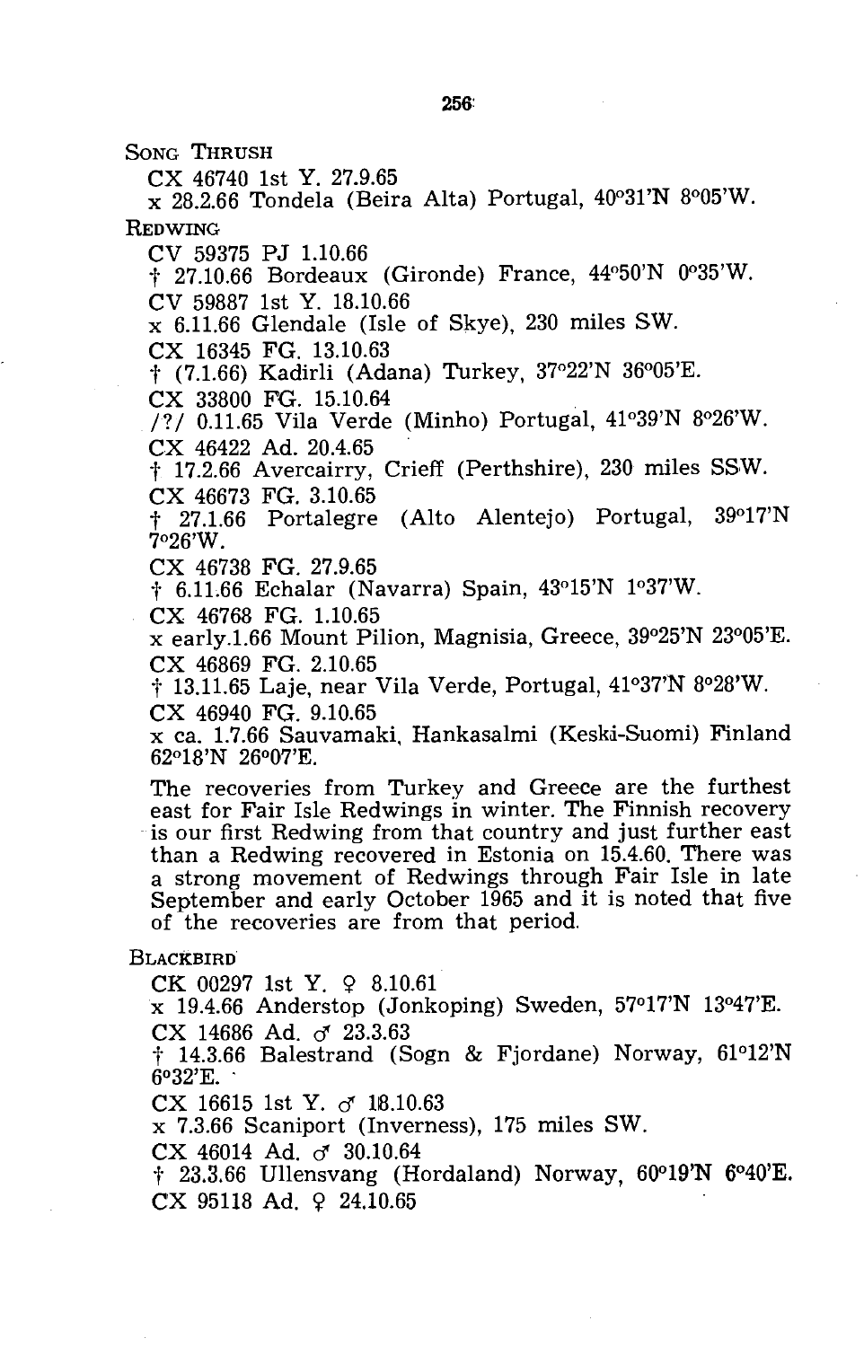SONG THRUSH

CX 46740 1st Y. 27.9.65
x 28.2.66 Tondela (Beira Alta) Portugal, 40°31'N 8°05'W.

REDWING

CV 59375 PJ 1.10.66
† 27.10.66 Bordeaux (Gironde) France, 44°50'N 0°35'W.

CV 59887 1st Y. 18.10.66
x 6.11.66 Glendale (Isle of Skye), 230 miles SW.

CX 16345 FG. 13.10.63
† (7.1.66) Kadirli (Adana) Turkey, 37°22'N 36°05'E.

CX 33800 FG. 15.10.64
/?/ 0.11.65 Vila Verde (Minho) Portugal, 41°39'N 8°26'W.

CX 46422 Ad. 20.4.65
† 17.2.66 Avercairry, Crieff (Perthshire), 230 miles SSW.

CX 46673 FG. 3.10.65
† 27.1.66 Portalegre (Alto Alentejo) Portugal, 39°17'N 7°26'W.

CX 46738 FG. 27.9.65
† 6.11.66 Echalar (Navarra) Spain, 43°15'N 1°37'W.

CX 46768 FG. 1.10.65
x early.1.66 Mount Pilion, Magnisia, Greece, 39°25'N 23°05'E.

CX 46869 FG. 2.10.65
† 13.11.65 Laje, near Vila Verde, Portugal, 41°37'N 8°28'W.

CX 46940 FG. 9.10.65
x ca. 1.7.66 Sauvamaki, Hankasalmi (Keski-Suomi) Finland 62°18'N 26°07'E.

The recoveries from Turkey and Greece are the furthest east for Fair Isle Redwings in winter. The Finnish recovery is our first Redwing from that country and just further east than a Redwing recovered in Estonia on 15.4.60. There was a strong movement of Redwings through Fair Isle in late September and early October 1965 and it is noted that five of the recoveries are from that period.

BLACKBIRD

CK 00297 1st Y. ♀ 8.10.61
x 19.4.66 Anderstop (Jonkoping) Sweden, 57°17'N 13°47'E.

CX 14686 Ad. ♂ 23.3.63
† 14.3.66 Balestrand (Sogn & Fjordane) Norway, 61°12'N 6°32'E.

CX 16615 1st Y. ♂ 18.10.63
x 7.3.66 Scaniport (Inverness), 175 miles SW.

CX 46014 Ad. ♂ 30.10.64
† 23.3.66 Ullensvang (Hordaland) Norway, 60°19'N 6°40'E.

CX 95118 Ad. ♀ 24.10.65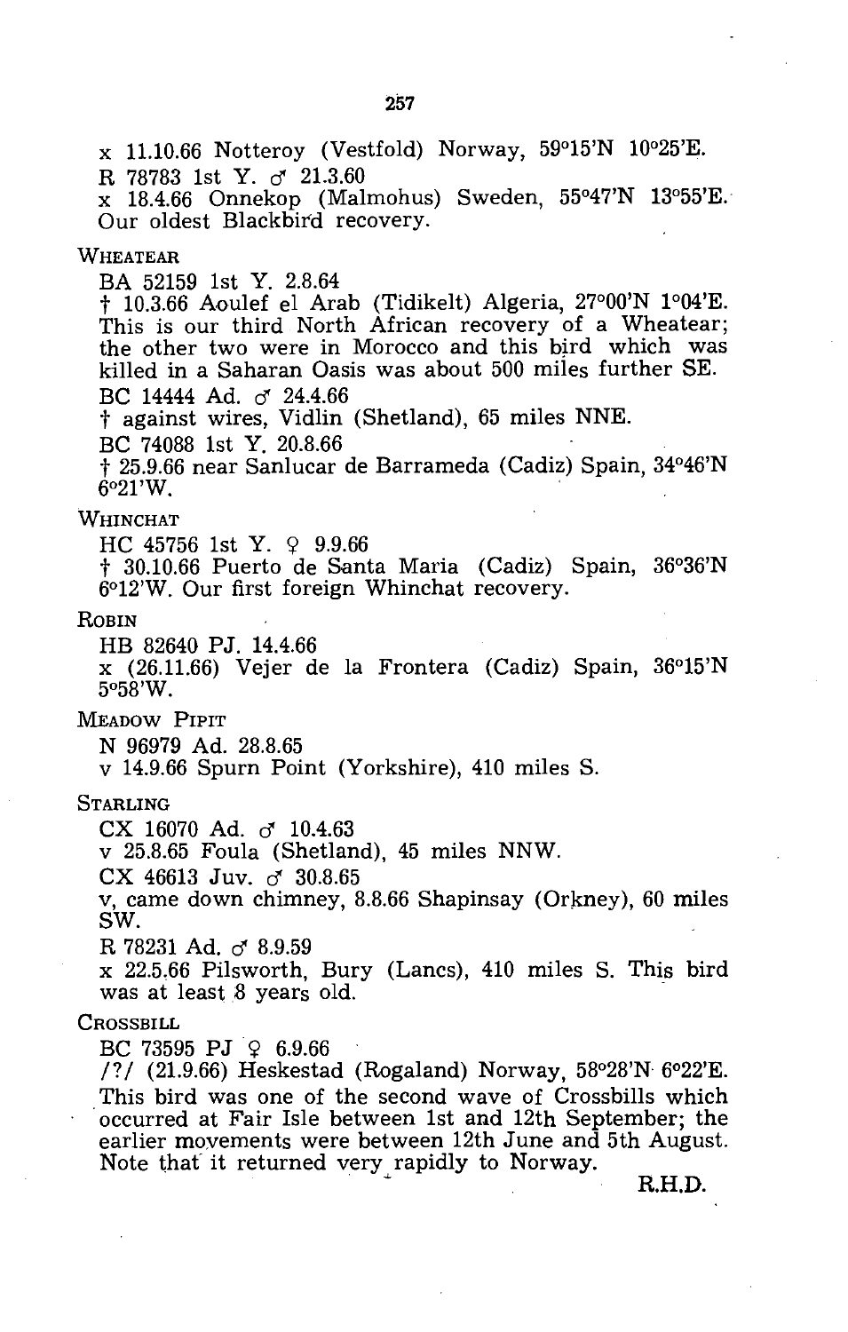x 11.10.66 Notteroy (Vestfold) Norway, 59°15'N 10°25'E.

R 78783 1st Y. ♂ 21.3.60

x 18.4.66 Onnekop (Malmohus) Sweden, 55°47'N 13°55'E. Our oldest Blackbird recovery.

WHEATEAR

BA 52159 1st Y. 2.8.64

† 10.3.66 Aoulef el Arab (Tidikelt) Algeria, 27°00'N 1°04'E. This is our third North African recovery of a Wheatear; the other two were in Morocco and this bird which was killed in a Saharan Oasis was about 500 miles further SE.

BC 14444 Ad. ♂ 24.4.66

† against wires, Vidlin (Shetland), 65 miles NNE.

BC 74088 1st Y. 20.8.66

† 25.9.66 near Sanlucar de Barrameda (Cadiz) Spain, 34°46'N 6°21'W.

WHINCHAT

HC 45756 1st Y. ♀ 9.9.66

† 30.10.66 Puerto de Santa Maria (Cadiz) Spain, 36°36'N 6°12'W. Our first foreign Whinchat recovery.

ROBIN

HB 82640 PJ. 14.4.66

x (26.11.66) Vejer de la Frontera (Cadiz) Spain, 36°15'N 5°58'W.

MEADOW PIPIT

N 96979 Ad. 28.8.65

v 14.9.66 Spurn Point (Yorkshire), 410 miles S.

STARLING

CX 16070 Ad. ♂ 10.4.63

v 25.8.65 Foula (Shetland), 45 miles NNW.

CX 46613 Juv. ♂ 30.8.65

v, came down chimney, 8.8.66 Shapinsay (Orkney), 60 miles SW.

R 78231 Ad. ♂ 8.9.59

x 22.5.66 Pilsworth, Bury (Lancs), 410 miles S. This bird was at least 8 years old.

CROSSBILL

BC 73595 PJ ♀ 6.9.66

/?/ (21.9.66) Heskestad (Rogaland) Norway, 58°28'N 6°22'E. This bird was one of the second wave of Crossbills which occurred at Fair Isle between 1st and 12th September; the earlier movements were between 12th June and 5th August. Note that it returned very rapidly to Norway.

R.H.D.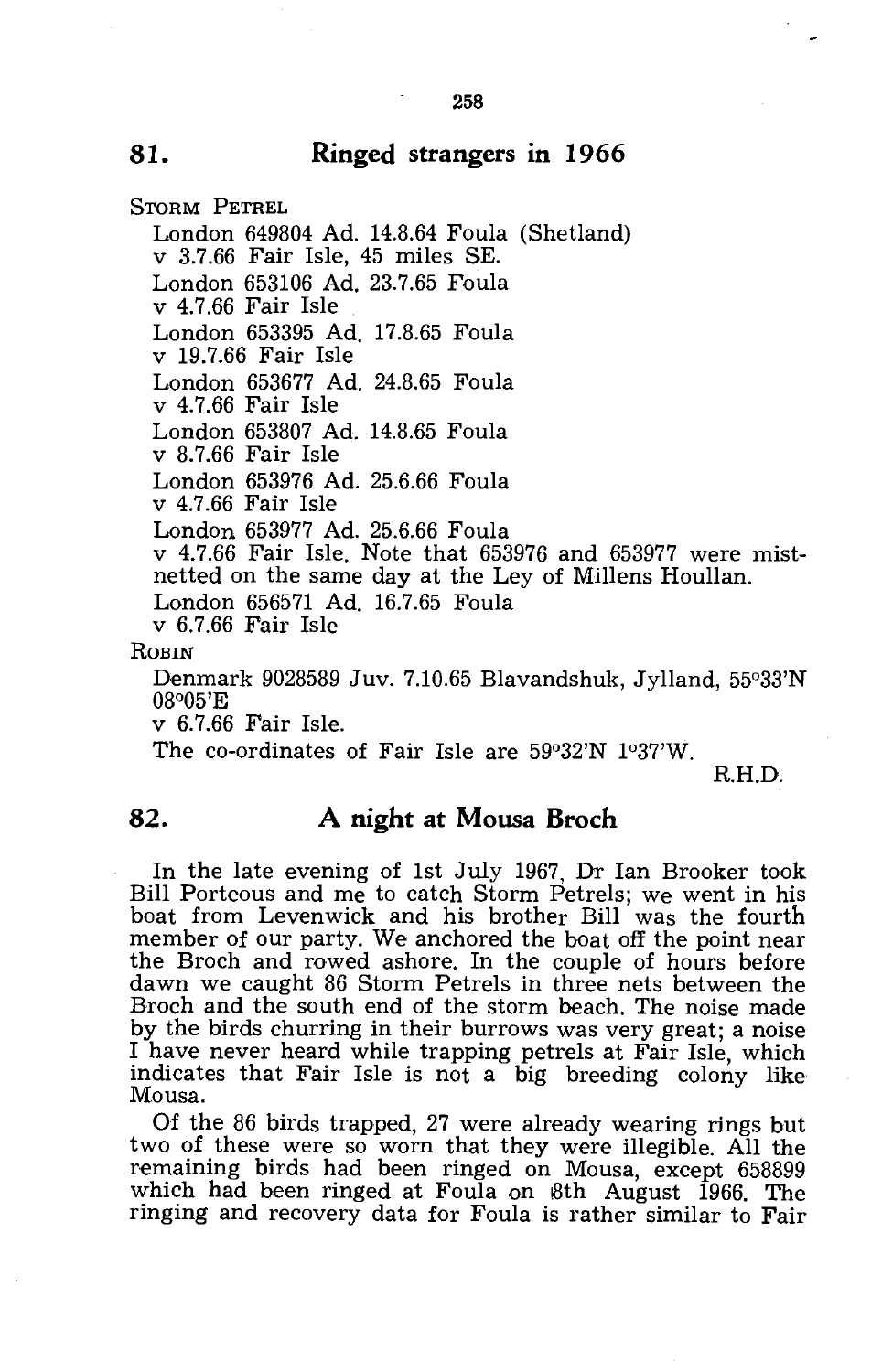## 81. Ringed strangers in 1966

STORM PETREL

London 649804 Ad. 14.8.64 Foula (Shetland)
v 3.7.66 Fair Isle, 45 miles SE.

London 653106 Ad. 23.7.65 Foula
v 4.7.66 Fair Isle

London 653395 Ad. 17.8.65 Foula
v 19.7.66 Fair Isle

London 653677 Ad. 24.8.65 Foula
v 4.7.66 Fair Isle

London 653807 Ad. 14.8.65 Foula
v 8.7.66 Fair Isle

London 653976 Ad. 25.6.66 Foula
v 4.7.66 Fair Isle

London 653977 Ad. 25.6.66 Foula
v 4.7.66 Fair Isle. Note that 653976 and 653977 were mist-netted on the same day at the Ley of Millens Houllan.

London 656571 Ad. 16.7.65 Foula
v 6.7.66 Fair Isle

ROBIN

Denmark 9028589 Juv. 7.10.65 Blavandshuk, Jylland, 55°33'N 08°05'E
v 6.7.66 Fair Isle.

The co-ordinates of Fair Isle are 59°32'N 1°37'W.

R.H.D.

## 82. A night at Mousa Broch

In the late evening of 1st July 1967, Dr Ian Brooker took Bill Porteous and me to catch Storm Petrels; we went in his boat from Levenwick and his brother Bill was the fourth member of our party. We anchored the boat off the point near the Broch and rowed ashore. In the couple of hours before dawn we caught 86 Storm Petrels in three nets between the Broch and the south end of the storm beach. The noise made by the birds churring in their burrows was very great; a noise I have never heard while trapping petrels at Fair Isle, which indicates that Fair Isle is not a big breeding colony like Mousa.

Of the 86 birds trapped, 27 were already wearing rings but two of these were so worn that they were illegible. All the remaining birds had been ringed on Mousa, except 658899 which had been ringed at Foula on 8th August 1966. The ringing and recovery data for Foula is rather similar to Fair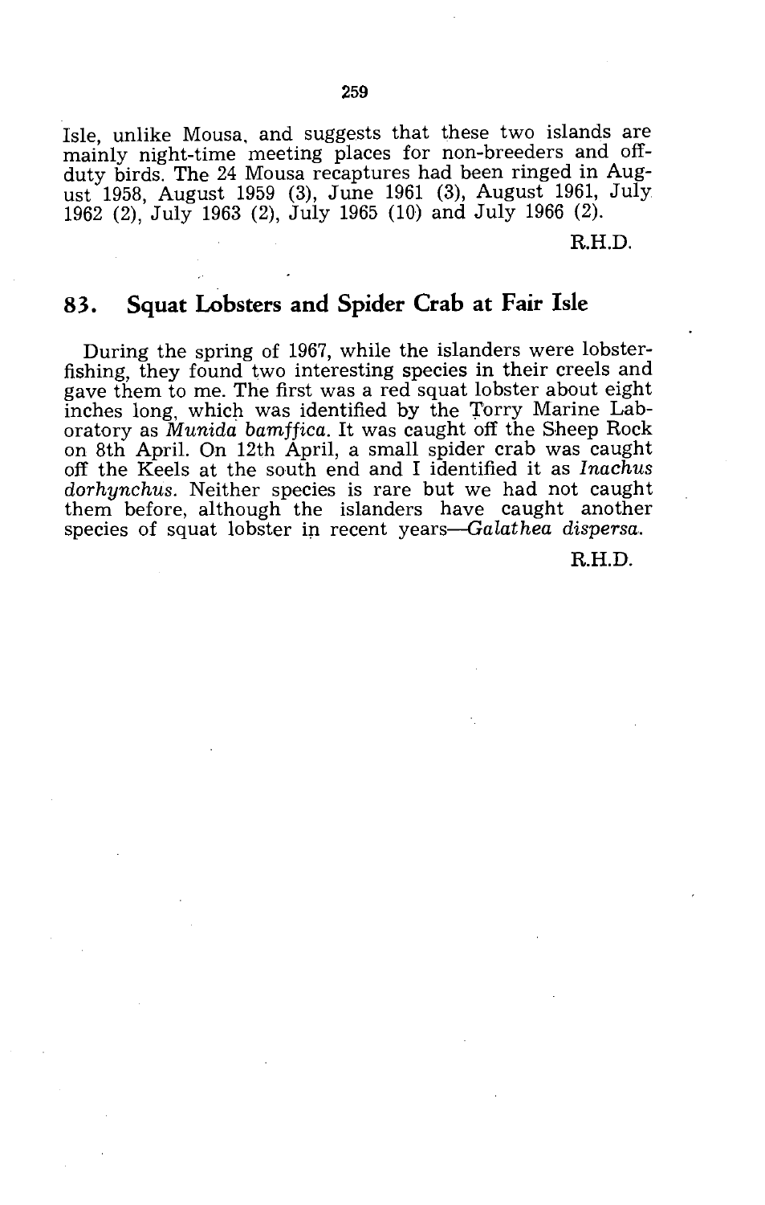Isle, unlike Mousa, and suggests that these two islands are mainly night-time meeting places for non-breeders and off-duty birds. The 24 Mousa recaptures had been ringed in August 1958, August 1959 (3), June 1961 (3), August 1961, July 1962 (2), July 1963 (2), July 1965 (10) and July 1966 (2).

R.H.D.

## 83. Squat Lobsters and Spider Crab at Fair Isle

During the spring of 1967, while the islanders were lobster-fishing, they found two interesting species in their creels and gave them to me. The first was a red squat lobster about eight inches long, which was identified by the Torry Marine Laboratory as *Munida bamffica*. It was caught off the Sheep Rock on 8th April. On 12th April, a small spider crab was caught off the Keels at the south end and I identified it as *Inachus dorhynchus*. Neither species is rare but we had not caught them before, although the islanders have caught another species of squat lobster in recent years—*Galathea dispersa*.

R.H.D.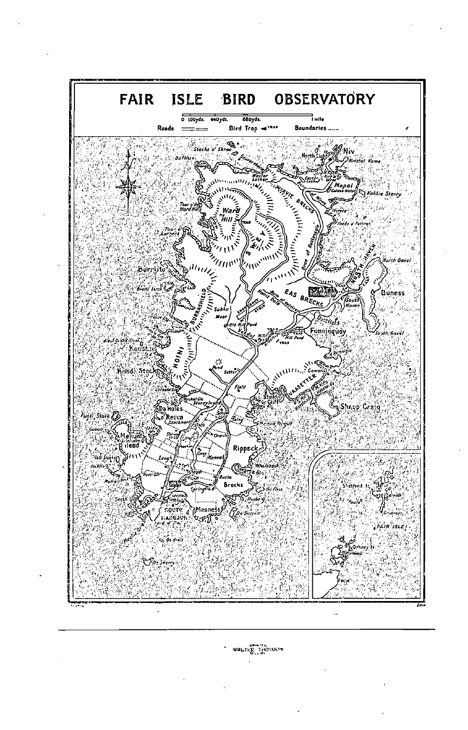# FAIR ISLE BIRD OBSERVATORY

0 100yds. 440yds. 880yds. 1 mile

Roads Bird Trap Boundaries

WALTER THOMSON